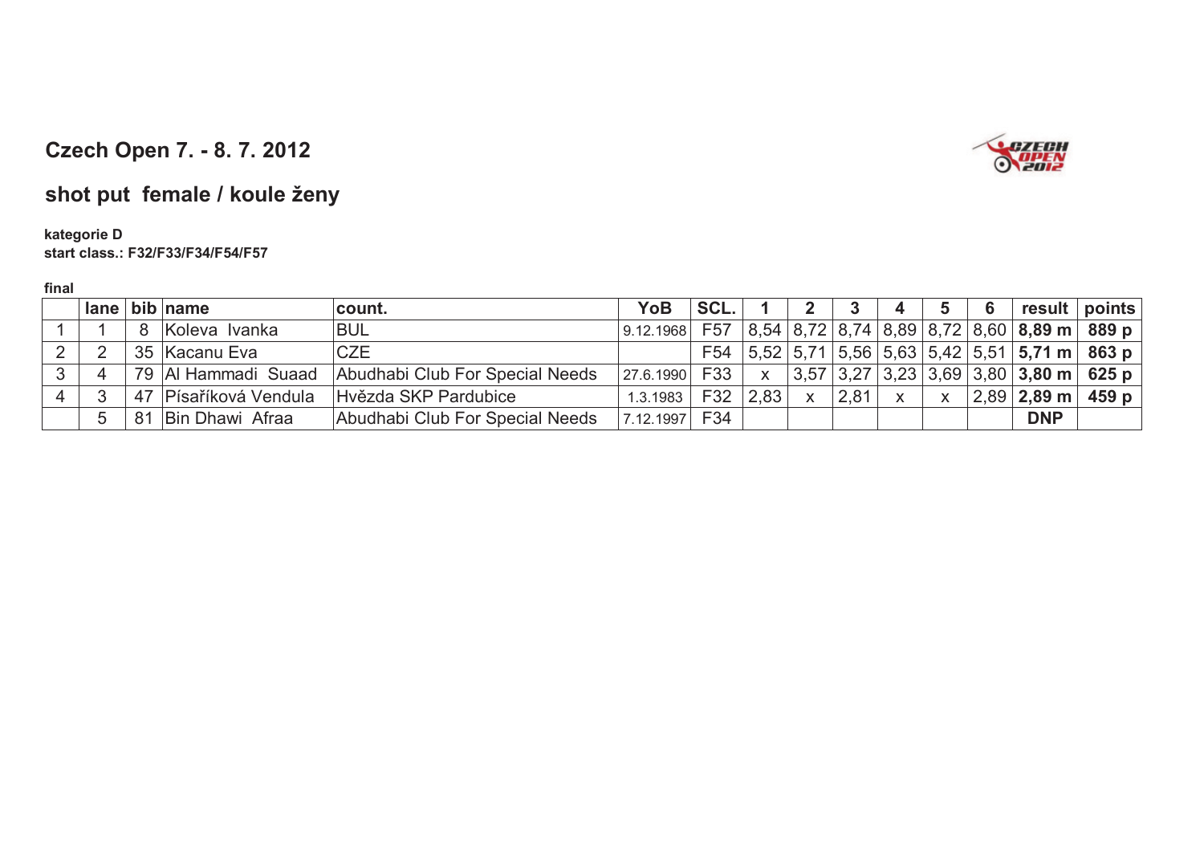# Czech Open 7. - 8. 7. 2012

## shot put female / koule ženy

**kategorie D**
**start class.: F32/F33/F34/F54/F57**

**final**

| | lane | bib | name | count. | YoB | SCL. | 1 | 2 | 3 | 4 | 5 | 6 | result | points |
|---|---|---|---|---|---|---|---|---|---|---|---|---|---|---|
| 1 | 1 | 8 | Koleva Ivanka | BUL | 9.12.1968 | F57 | 8,54 | 8,72 | 8,74 | 8,89 | 8,72 | 8,60 | **8,89 m** | **889 p** |
| 2 | 2 | 35 | Kacanu Eva | CZE | | F54 | 5,52 | 5,71 | 5,56 | 5,63 | 5,42 | 5,51 | **5,71 m** | **863 p** |
| 3 | 4 | 79 | Al Hammadi Suaad | Abudhabi Club For Special Needs | 27.6.1990 | F33 | x | 3,57 | 3,27 | 3,23 | 3,69 | 3,80 | **3,80 m** | **625 p** |
| 4 | 3 | 47 | Písaříková Vendula | Hvězda SKP Pardubice | 1.3.1983 | F32 | 2,83 | x | 2,81 | x | x | 2,89 | **2,89 m** | **459 p** |
| | 5 | 81 | Bin Dhawi Afraa | Abudhabi Club For Special Needs | 7.12.1997 | F34 | | | | | | | **DNP** | |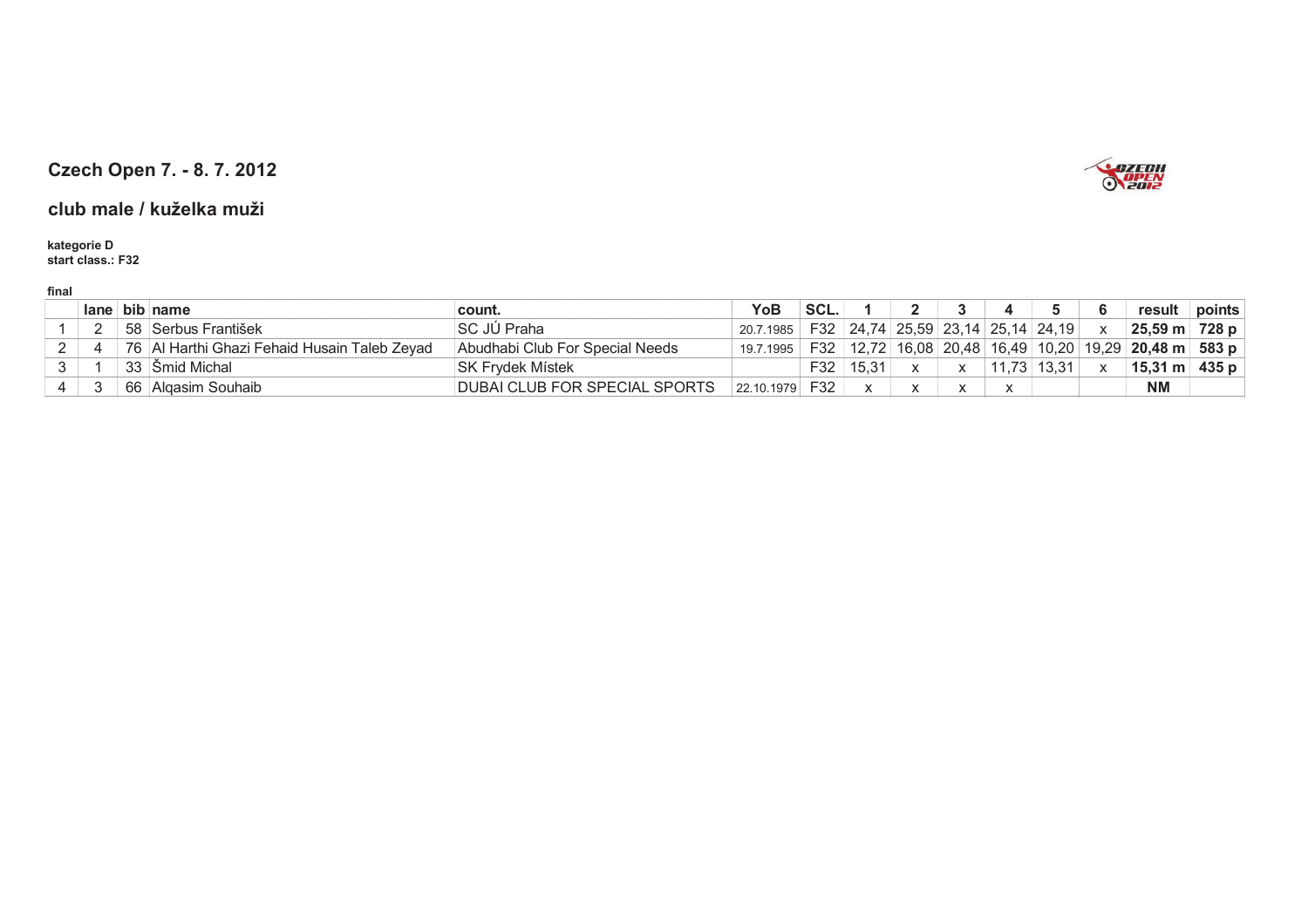## Czech Open 7. - 8. 7. 2012

### club male / kuželka muži

**kategorie D**
**start class.: F32**

**final**

| | lane | bib | name | count. | YoB | SCL. | 1 | 2 | 3 | 4 | 5 | 6 | result | points |
|---|---|---|---|---|---|---|---|---|---|---|---|---|---|---|
| 1 | 2 | 58 | Serbus František | SC JÚ Praha | 20.7.1985 | F32 | 24,74 | 25,59 | 23,14 | 25,14 | 24,19 | x | **25,59 m** | **728 p** |
| 2 | 4 | 76 | Al Harthi Ghazi Fehaid Husain Taleb Zeyad | Abudhabi Club For Special Needs | 19.7.1995 | F32 | 12,72 | 16,08 | 20,48 | 16,49 | 10,20 | 19,29 | **20,48 m** | **583 p** |
| 3 | 1 | 33 | Šmid Michal | SK Frydek Místek | | F32 | 15,31 | x | x | 11,73 | 13,31 | x | **15,31 m** | **435 p** |
| 4 | 3 | 66 | Alqasim Souhaib | DUBAI CLUB FOR SPECIAL SPORTS | 22.10.1979 | F32 | x | x | x | x | | | **NM** | |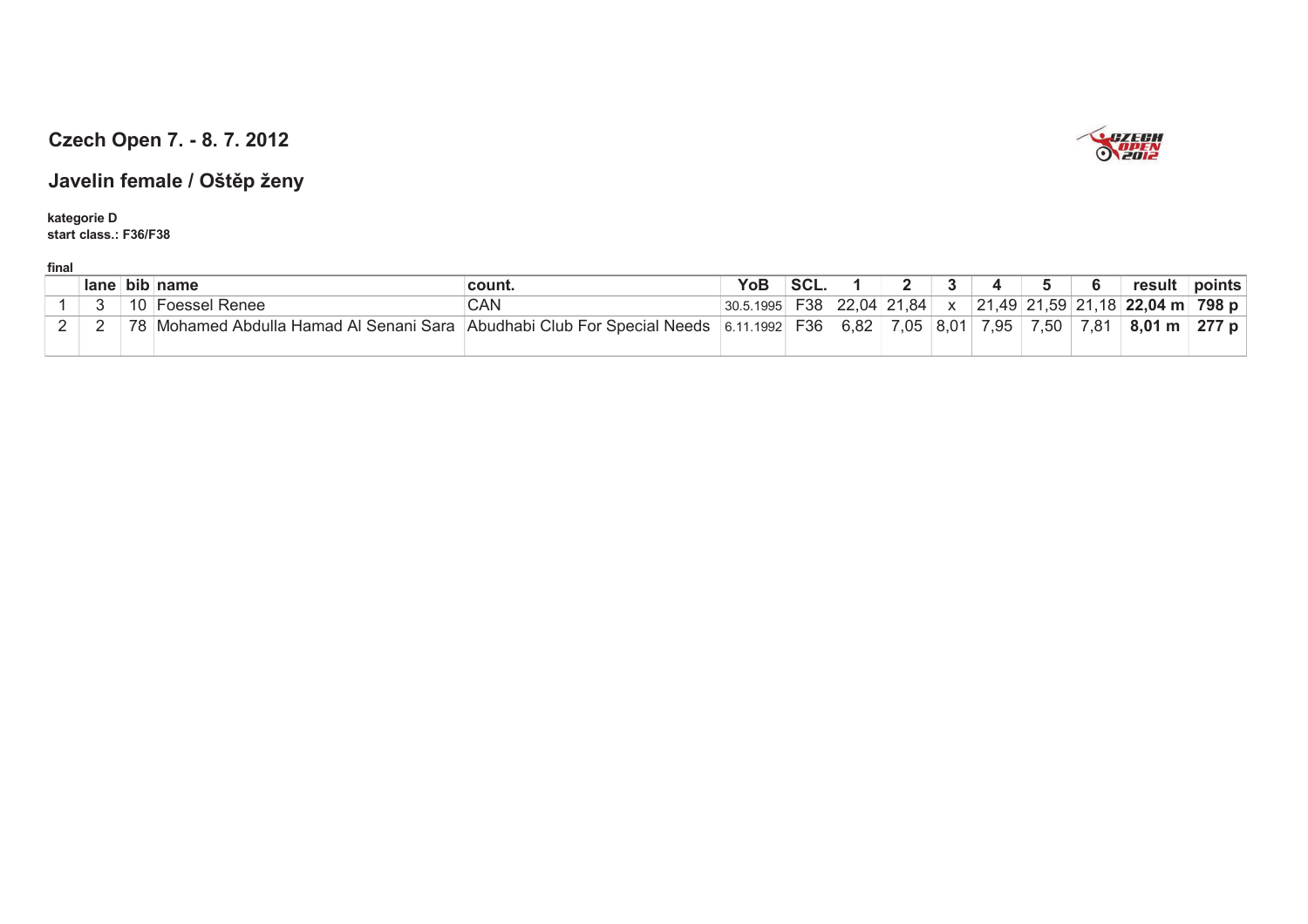## Czech Open 7. - 8. 7. 2012

## Javelin female / Oštěp ženy

**kategorie D**
**start class.: F36/F38**

**final**

| | lane | bib | name | count. | YoB | SCL. | 1 | 2 | 3 | 4 | 5 | 6 | result | points |
|---|---|---|---|---|---|---|---|---|---|---|---|---|---|---|
| 1 | 3 | 10 | Foessel Renee | CAN | 30.5.1995 | F38 | 22,04 | 21,84 | x | 21,49 | 21,59 | 21,18 | **22,04 m** | **798 p** |
| 2 | 2 | 78 | Mohamed Abdulla Hamad Al Senani Sara | Abudhabi Club For Special Needs | 6.11.1992 | F36 | 6,82 | 7,05 | 8,01 | 7,95 | 7,50 | 7,81 | **8,01 m** | **277 p** |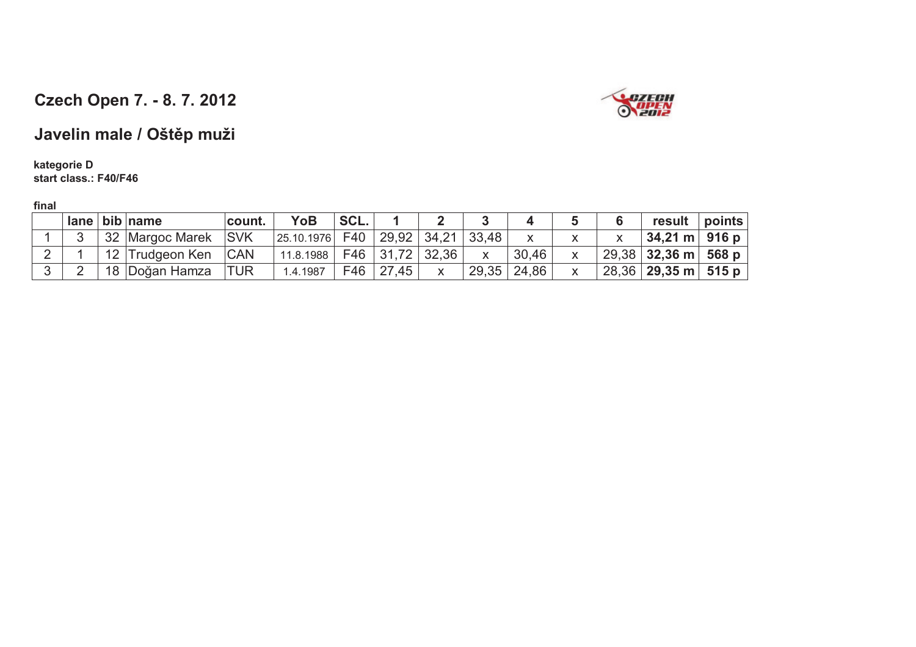## Czech Open 7. - 8. 7. 2012

## Javelin male / Oštěp muži

**kategorie D**
**start class.: F40/F46**

**final**

| | lane | bib | name | count. | YoB | SCL. | 1 | 2 | 3 | 4 | 5 | 6 | result | points |
|---|---|---|---|---|---|---|---|---|---|---|---|---|---|---|
| 1 | 3 | 32 | Margoc Marek | SVK | 25.10.1976 | F40 | 29,92 | 34,21 | 33,48 | x | x | x | **34,21 m** | **916 p** |
| 2 | 1 | 12 | Trudgeon Ken | CAN | 11.8.1988 | F46 | 31,72 | 32,36 | x | 30,46 | x | 29,38 | **32,36 m** | **568 p** |
| 3 | 2 | 18 | Doğan Hamza | TUR | 1.4.1987 | F46 | 27,45 | x | 29,35 | 24,86 | x | 28,36 | **29,35 m** | **515 p** |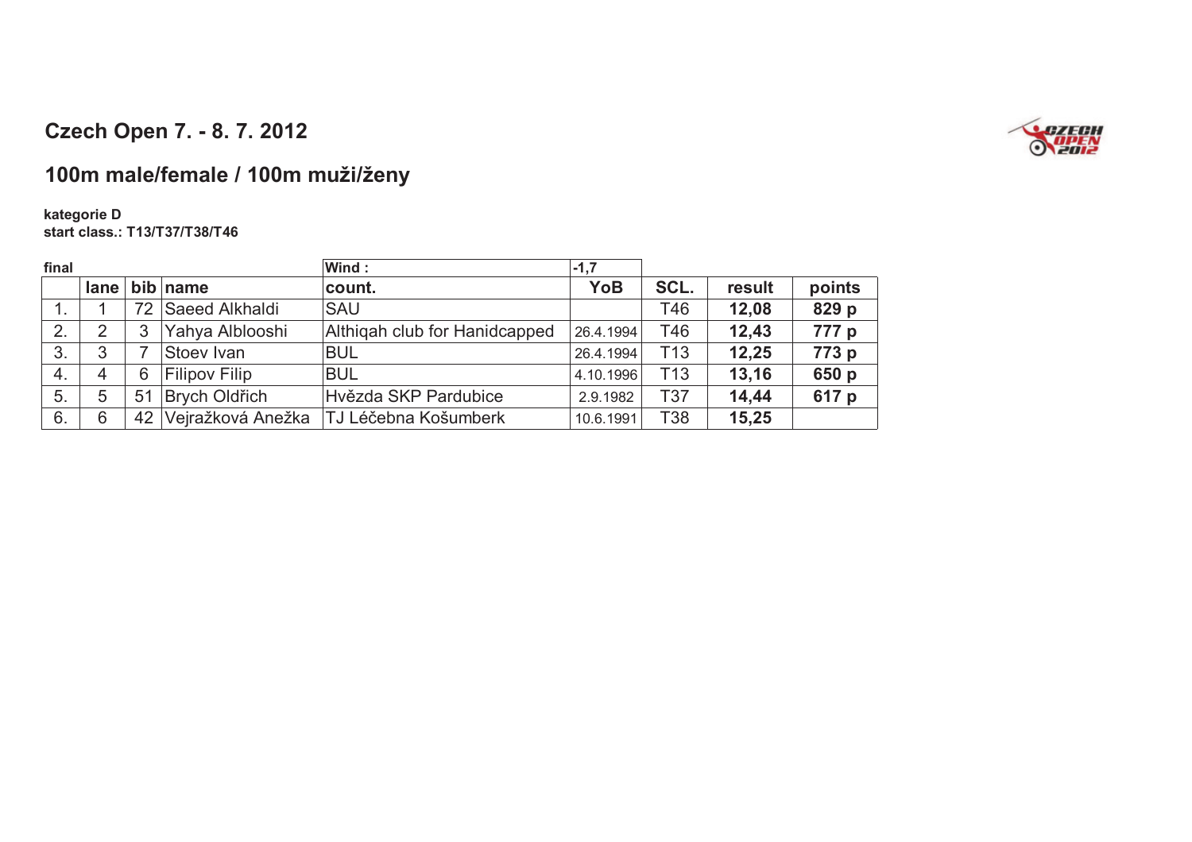## Czech Open 7. - 8. 7. 2012

## 100m male/female / 100m muži/ženy

**kategorie D**
**start class.: T13/T37/T38/T46**

**final** — **Wind :** -1,7

| | lane | bib | name | count. | YoB | SCL. | result | points |
|---|---|---|---|---|---|---|---|---|
| 1. | 1 | 72 | Saeed Alkhaldi | SAU | | T46 | **12,08** | **829 p** |
| 2. | 2 | 3 | Yahya Alblooshi | Althiqah club for Hanidcapped | 26.4.1994 | T46 | **12,43** | **777 p** |
| 3. | 3 | 7 | Stoev Ivan | BUL | 26.4.1994 | T13 | **12,25** | **773 p** |
| 4. | 4 | 6 | Filipov Filip | BUL | 4.10.1996 | T13 | **13,16** | **650 p** |
| 5. | 5 | 51 | Brych Oldřich | Hvězda SKP Pardubice | 2.9.1982 | T37 | **14,44** | **617 p** |
| 6. | 6 | 42 | Vejražková Anežka | TJ Léčebna Košumberk | 10.6.1991 | T38 | **15,25** | |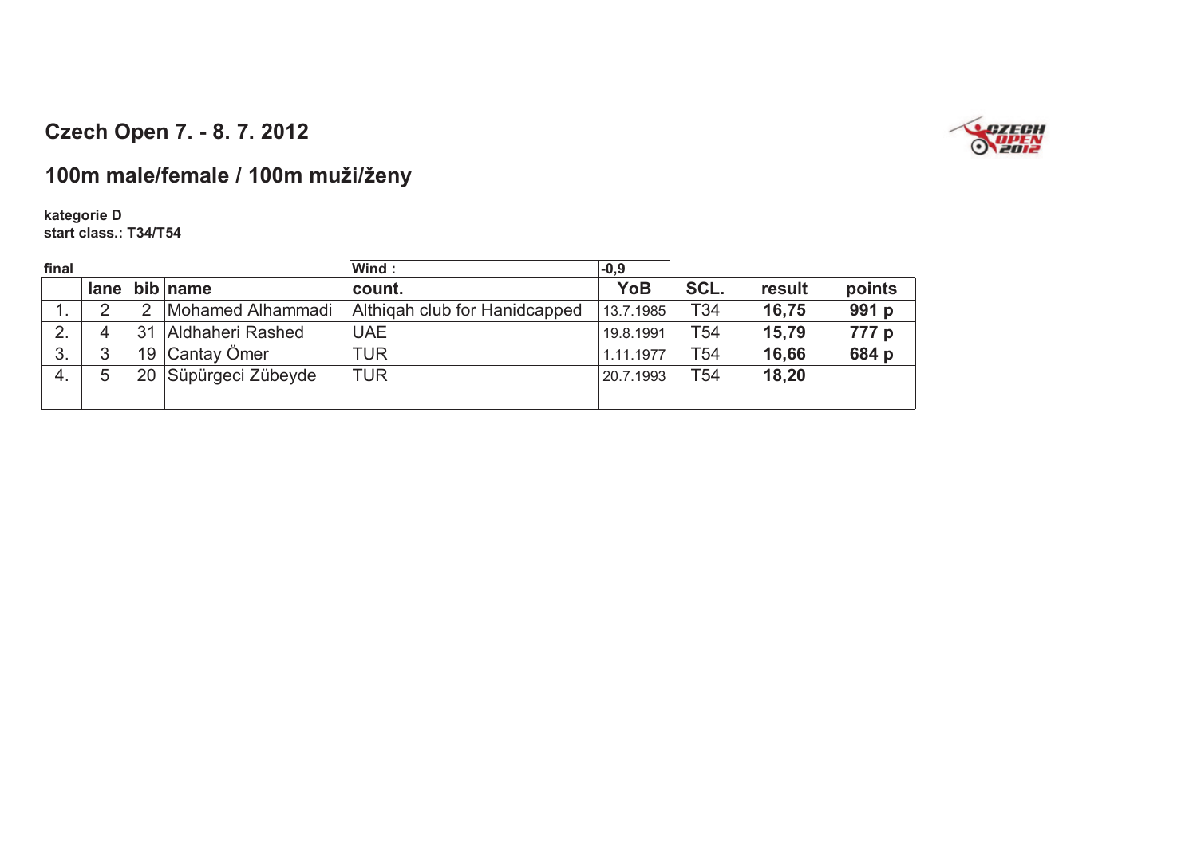## Czech Open 7. - 8. 7. 2012

## 100m male/female / 100m muži/ženy

**kategorie D**
**start class.: T34/T54**

| final | | | | Wind : | -0,9 | | | |
|---|---|---|---|---|---|---|---|---|
| | lane | bib | name | count. | YoB | SCL. | result | points |
| 1. | 2 | 2 | Mohamed Alhammadi | Althiqah club for Hanidcapped | 13.7.1985 | T34 | **16,75** | **991 p** |
| 2. | 4 | 31 | Aldhaheri Rashed | UAE | 19.8.1991 | T54 | **15,79** | **777 p** |
| 3. | 3 | 19 | Cantay Ömer | TUR | 1.11.1977 | T54 | **16,66** | **684 p** |
| 4. | 5 | 20 | Süpürgeci Zübeyde | TUR | 20.7.1993 | T54 | **18,20** | |
| | | | | | | | | |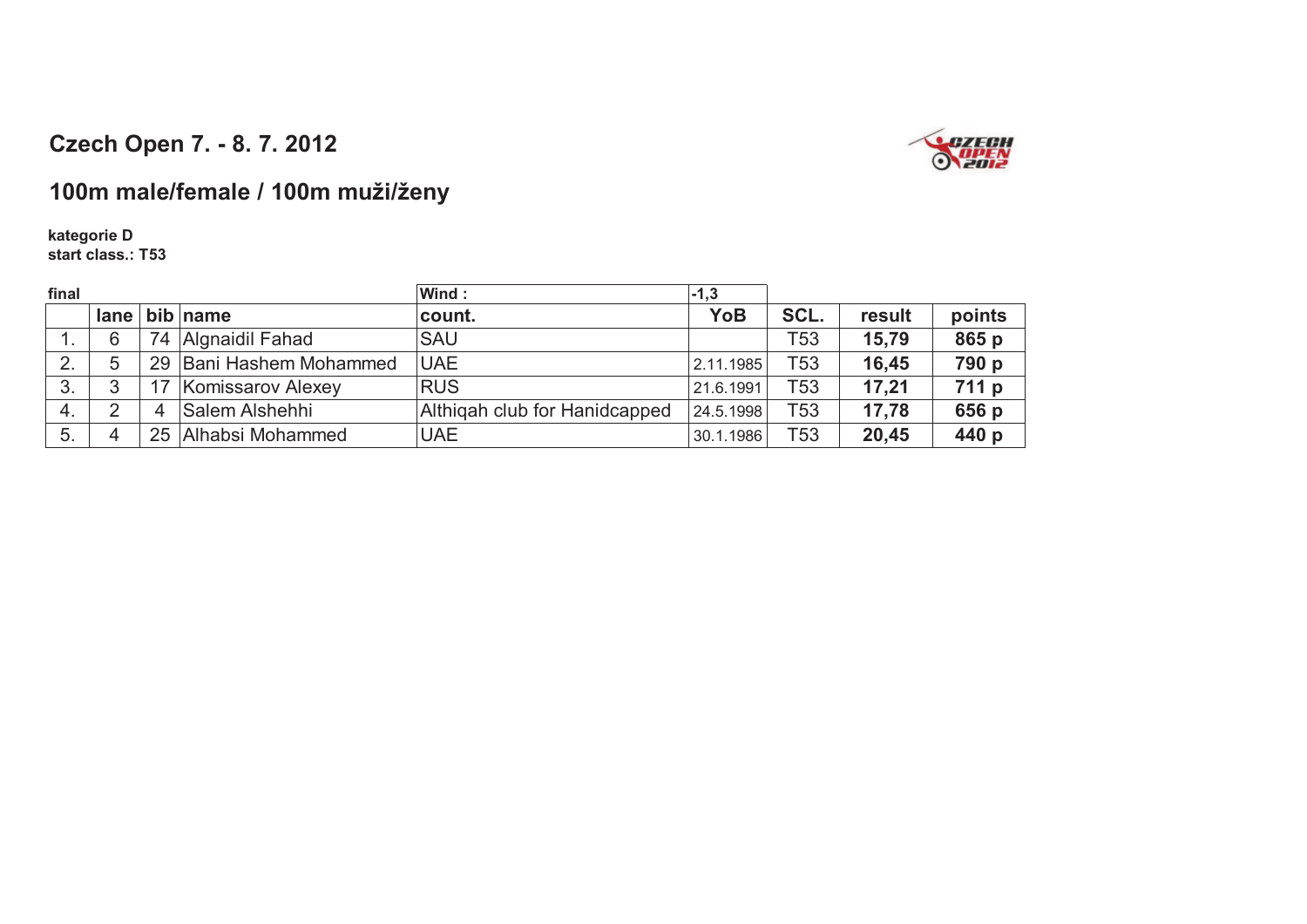## Czech Open 7. - 8. 7. 2012

## 100m male/female / 100m muži/ženy

**kategorie D**
**start class.: T53**

**final** | **Wind :** -1,3

| | lane | bib | name | count. | YoB | SCL. | result | points |
|---|---|---|---|---|---|---|---|---|
| 1. | 6 | 74 | Algnaidil Fahad | SAU | | T53 | **15,79** | **865 p** |
| 2. | 5 | 29 | Bani Hashem Mohammed | UAE | 2.11.1985 | T53 | **16,45** | **790 p** |
| 3. | 3 | 17 | Komissarov Alexey | RUS | 21.6.1991 | T53 | **17,21** | **711 p** |
| 4. | 2 | 4 | Salem Alshehhi | Althiqah club for Hanidcapped | 24.5.1998 | T53 | **17,78** | **656 p** |
| 5. | 4 | 25 | Alhabsi Mohammed | UAE | 30.1.1986 | T53 | **20,45** | **440 p** |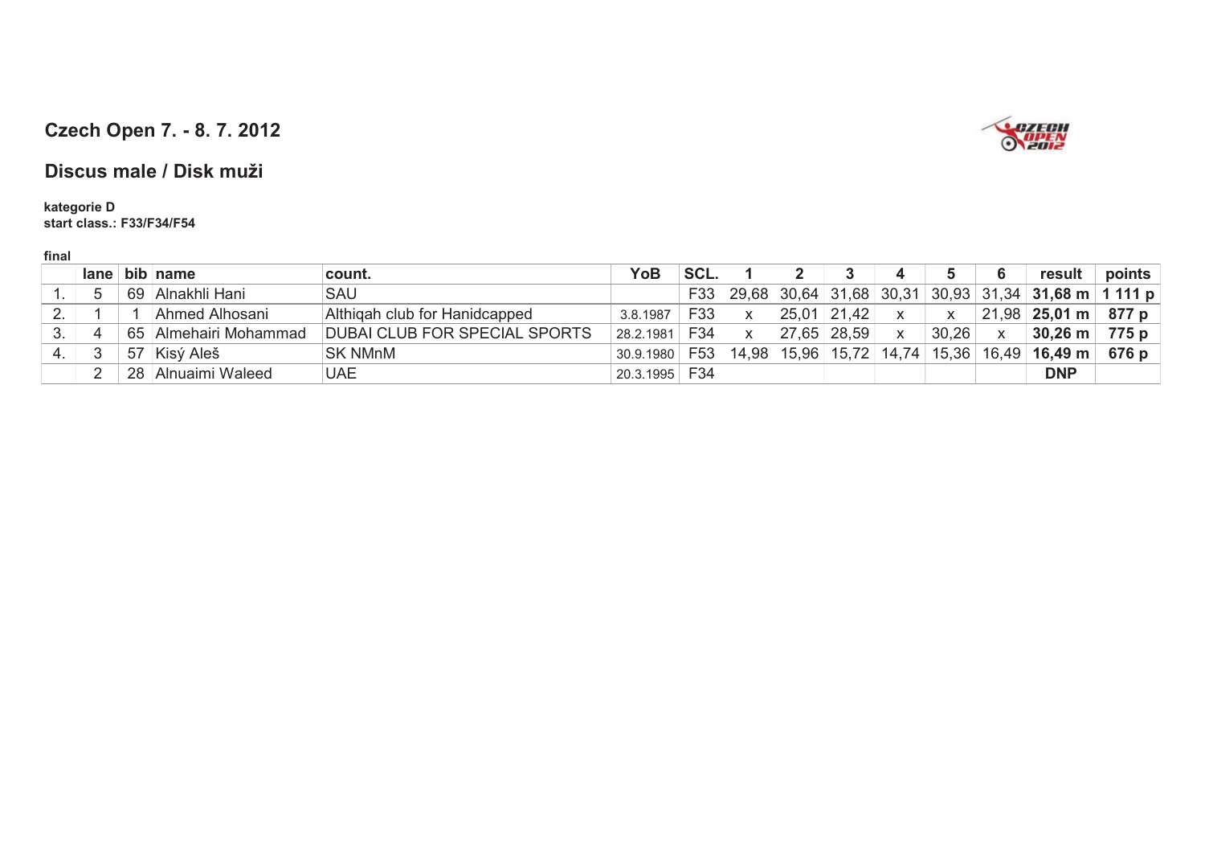## Czech Open 7. - 8. 7. 2012

## Discus male / Disk muži

**kategorie D**
**start class.: F33/F34/F54**

**final**

| | lane | bib | name | count. | YoB | SCL. | 1 | 2 | 3 | 4 | 5 | 6 | result | points |
|---|---|---|---|---|---|---|---|---|---|---|---|---|---|---|
| 1. | 5 | 69 | Alnakhli Hani | SAU | | F33 | 29,68 | 30,64 | 31,68 | 30,31 | 30,93 | 31,34 | **31,68 m** | **1 111 p** |
| 2. | 1 | 1 | Ahmed Alhosani | Althiqah club for Hanidcapped | 3.8.1987 | F33 | x | 25,01 | 21,42 | x | x | 21,98 | **25,01 m** | **877 p** |
| 3. | 4 | 65 | Almehairi Mohammad | DUBAI CLUB FOR SPECIAL SPORTS | 28.2.1981 | F34 | x | 27,65 | 28,59 | x | 30,26 | x | **30,26 m** | **775 p** |
| 4. | 3 | 57 | Kisý Aleš | SK NMnM | 30.9.1980 | F53 | 14,98 | 15,96 | 15,72 | 14,74 | 15,36 | 16,49 | **16,49 m** | **676 p** |
| | 2 | 28 | Alnuaimi Waleed | UAE | 20.3.1995 | F34 | | | | | | | **DNP** | |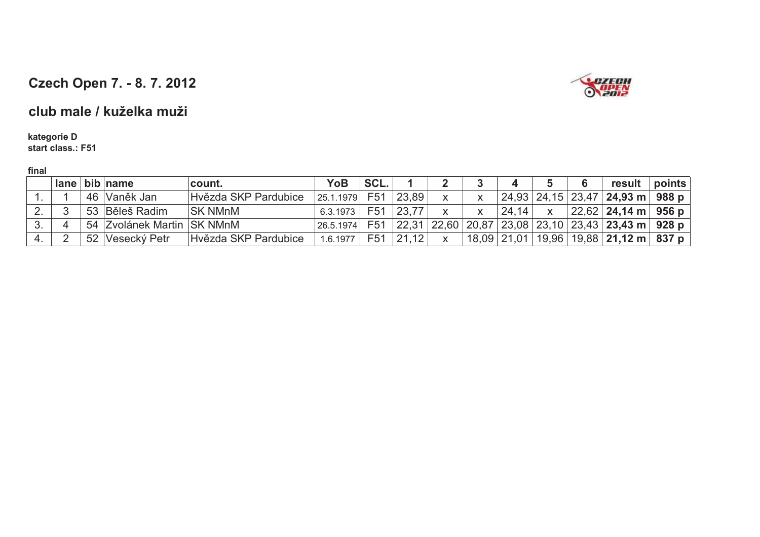## Czech Open 7. - 8. 7. 2012

## club male / kuželka muži

**kategorie D**
**start class.: F51**

**final**

| | lane | bib | name | count. | YoB | SCL. | 1 | 2 | 3 | 4 | 5 | 6 | result | points |
|---|---|---|---|---|---|---|---|---|---|---|---|---|---|---|
| 1. | 1 | 46 | Vaněk Jan | Hvězda SKP Pardubice | 25.1.1979 | F51 | 23,89 | x | x | 24,93 | 24,15 | 23,47 | **24,93 m** | **988 p** |
| 2. | 3 | 53 | Běleš Radim | SK NMnM | 6.3.1973 | F51 | 23,77 | x | x | 24,14 | x | 22,62 | **24,14 m** | **956 p** |
| 3. | 4 | 54 | Zvolánek Martin | SK NMnM | 26.5.1974 | F51 | 22,31 | 22,60 | 20,87 | 23,08 | 23,10 | 23,43 | **23,43 m** | **928 p** |
| 4. | 2 | 52 | Vesecký Petr | Hvězda SKP Pardubice | 1.6.1977 | F51 | 21,12 | x | 18,09 | 21,01 | 19,96 | 19,88 | **21,12 m** | **837 p** |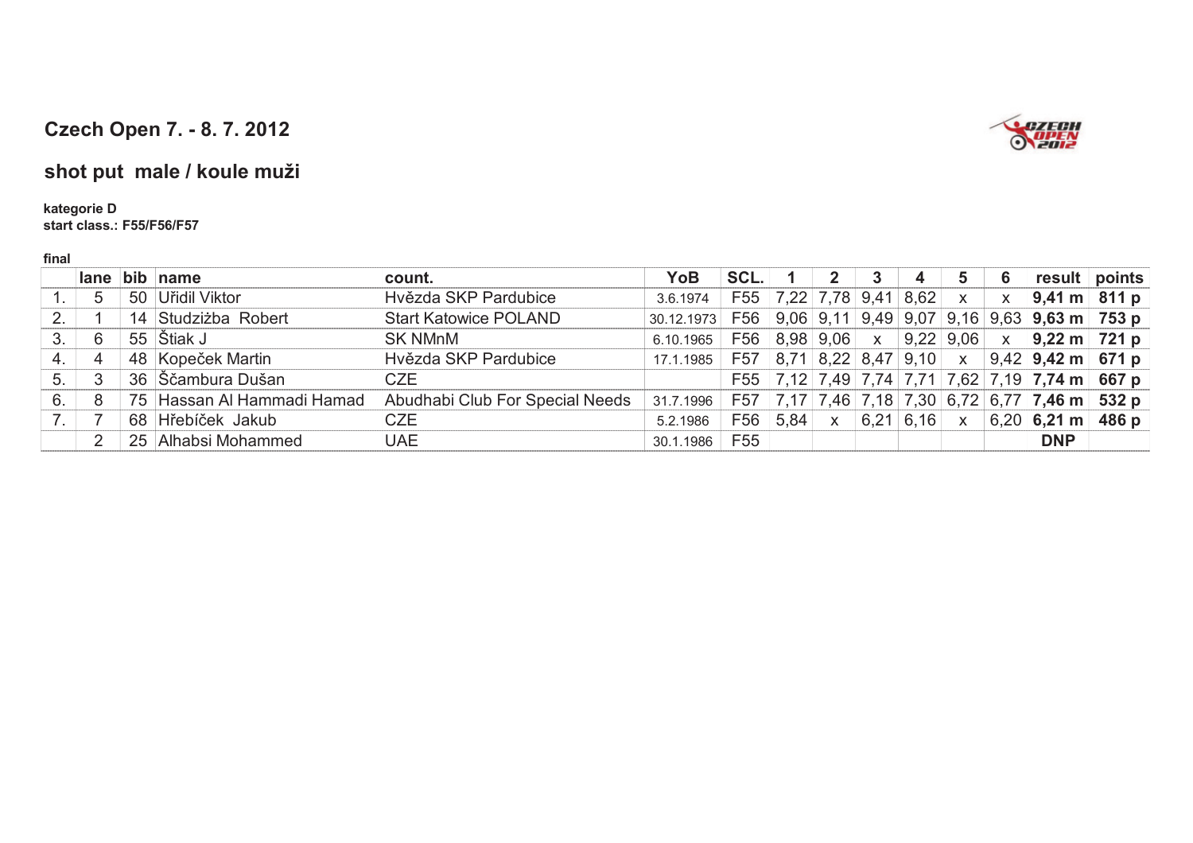## Czech Open 7. - 8. 7. 2012

## shot put male / koule muži

**kategorie D**
**start class.: F55/F56/F57**

**final**

| | lane | bib | name | count. | YoB | SCL. | 1 | 2 | 3 | 4 | 5 | 6 | result | points |
|---|---|---|---|---|---|---|---|---|---|---|---|---|---|---|
| 1. | 5 | 50 | Uřidil Viktor | Hvězda SKP Pardubice | 3.6.1974 | F55 | 7,22 | 7,78 | 9,41 | 8,62 | x | x | **9,41 m** | **811 p** |
| 2. | 1 | 14 | Studziżba Robert | Start Katowice POLAND | 30.12.1973 | F56 | 9,06 | 9,11 | 9,49 | 9,07 | 9,16 | 9,63 | **9,63 m** | **753 p** |
| 3. | 6 | 55 | Štiak J | SK NMnM | 6.10.1965 | F56 | 8,98 | 9,06 | x | 9,22 | 9,06 | x | **9,22 m** | **721 p** |
| 4. | 4 | 48 | Kopeček Martin | Hvězda SKP Pardubice | 17.1.1985 | F57 | 8,71 | 8,22 | 8,47 | 9,10 | x | 9,42 | **9,42 m** | **671 p** |
| 5. | 3 | 36 | Ščambura Dušan | CZE | | F55 | 7,12 | 7,49 | 7,74 | 7,71 | 7,62 | 7,19 | **7,74 m** | **667 p** |
| 6. | 8 | 75 | Hassan Al Hammadi Hamad | Abudhabi Club For Special Needs | 31.7.1996 | F57 | 7,17 | 7,46 | 7,18 | 7,30 | 6,72 | 6,77 | **7,46 m** | **532 p** |
| 7. | 7 | 68 | Hřebíček Jakub | CZE | 5.2.1986 | F56 | 5,84 | x | 6,21 | 6,16 | x | 6,20 | **6,21 m** | **486 p** |
| | 2 | 25 | Alhabsi Mohammed | UAE | 30.1.1986 | F55 | | | | | | | **DNP** | |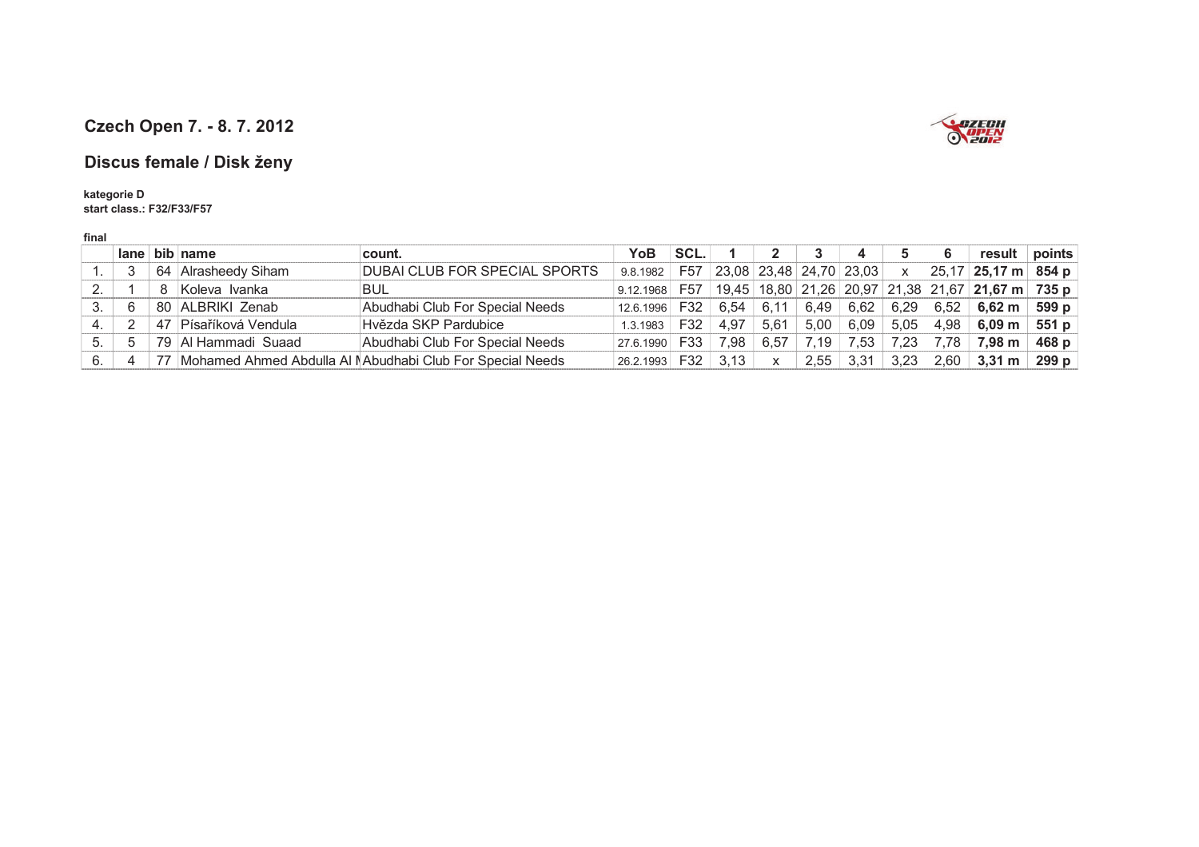## Czech Open 7. - 8. 7. 2012

## Discus female / Disk ženy

**kategorie D**
**start class.: F32/F33/F57**

**final**

| | lane | bib | name | count. | YoB | SCL. | 1 | 2 | 3 | 4 | 5 | 6 | result | points |
|---|---|---|---|---|---|---|---|---|---|---|---|---|---|---|
| 1. | 3 | 64 | Alrasheedy Siham | DUBAI CLUB FOR SPECIAL SPORTS | 9.8.1982 | F57 | 23,08 | 23,48 | 24,70 | 23,03 | x | 25,17 | **25,17 m** | **854 p** |
| 2. | 1 | 8 | Koleva Ivanka | BUL | 9.12.1968 | F57 | 19,45 | 18,80 | 21,26 | 20,97 | 21,38 | 21,67 | **21,67 m** | **735 p** |
| 3. | 6 | 80 | ALBRIKI Zenab | Abudhabi Club For Special Needs | 12.6.1996 | F32 | 6,54 | 6,11 | 6,49 | 6,62 | 6,29 | 6,52 | **6,62 m** | **599 p** |
| 4. | 2 | 47 | Písaříková Vendula | Hvězda SKP Pardubice | 1.3.1983 | F32 | 4,97 | 5,61 | 5,00 | 6,09 | 5,05 | 4,98 | **6,09 m** | **551 p** |
| 5. | 5 | 79 | Al Hammadi Suaad | Abudhabi Club For Special Needs | 27.6.1990 | F33 | 7,98 | 6,57 | 7,19 | 7,53 | 7,23 | 7,78 | **7,98 m** | **468 p** |
| 6. | 4 | 77 | Mohamed Ahmed Abdulla Al M | Abudhabi Club For Special Needs | 26.2.1993 | F32 | 3,13 | x | 2,55 | 3,31 | 3,23 | 2,60 | **3,31 m** | **299 p** |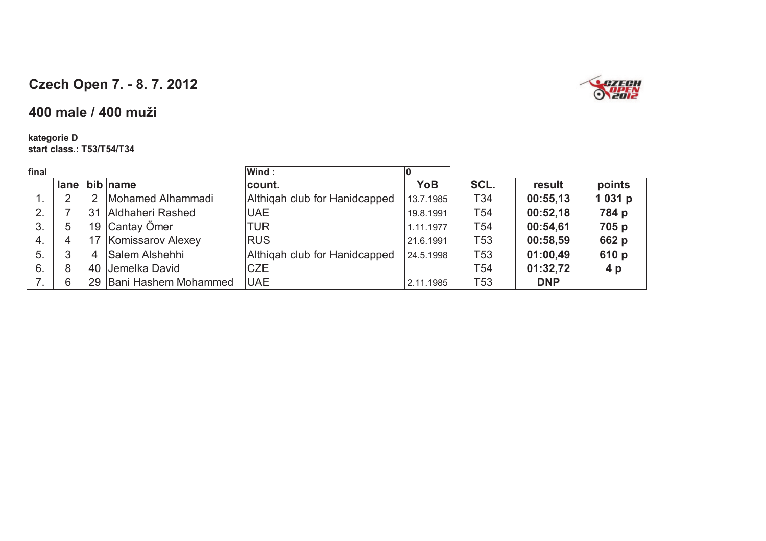## Czech Open 7. - 8. 7. 2012

## 400 male / 400 muži

**kategorie D**
**start class.: T53/T54/T34**

**final** | **Wind :** 0

| | lane | bib | name | count. | YoB | SCL. | result | points |
|---|---|---|---|---|---|---|---|---|
| 1. | 2 | 2 | Mohamed Alhammadi | Althiqah club for Hanidcapped | 13.7.1985 | T34 | **00:55,13** | **1 031 p** |
| 2. | 7 | 31 | Aldhaheri Rashed | UAE | 19.8.1991 | T54 | **00:52,18** | **784 p** |
| 3. | 5 | 19 | Cantay Ömer | TUR | 1.11.1977 | T54 | **00:54,61** | **705 p** |
| 4. | 4 | 17 | Komissarov Alexey | RUS | 21.6.1991 | T53 | **00:58,59** | **662 p** |
| 5. | 3 | 4 | Salem Alshehhi | Althiqah club for Hanidcapped | 24.5.1998 | T53 | **01:00,49** | **610 p** |
| 6. | 8 | 40 | Jemelka David | CZE | | T54 | **01:32,72** | **4 p** |
| 7. | 6 | 29 | Bani Hashem Mohammed | UAE | 2.11.1985 | T53 | **DNP** | |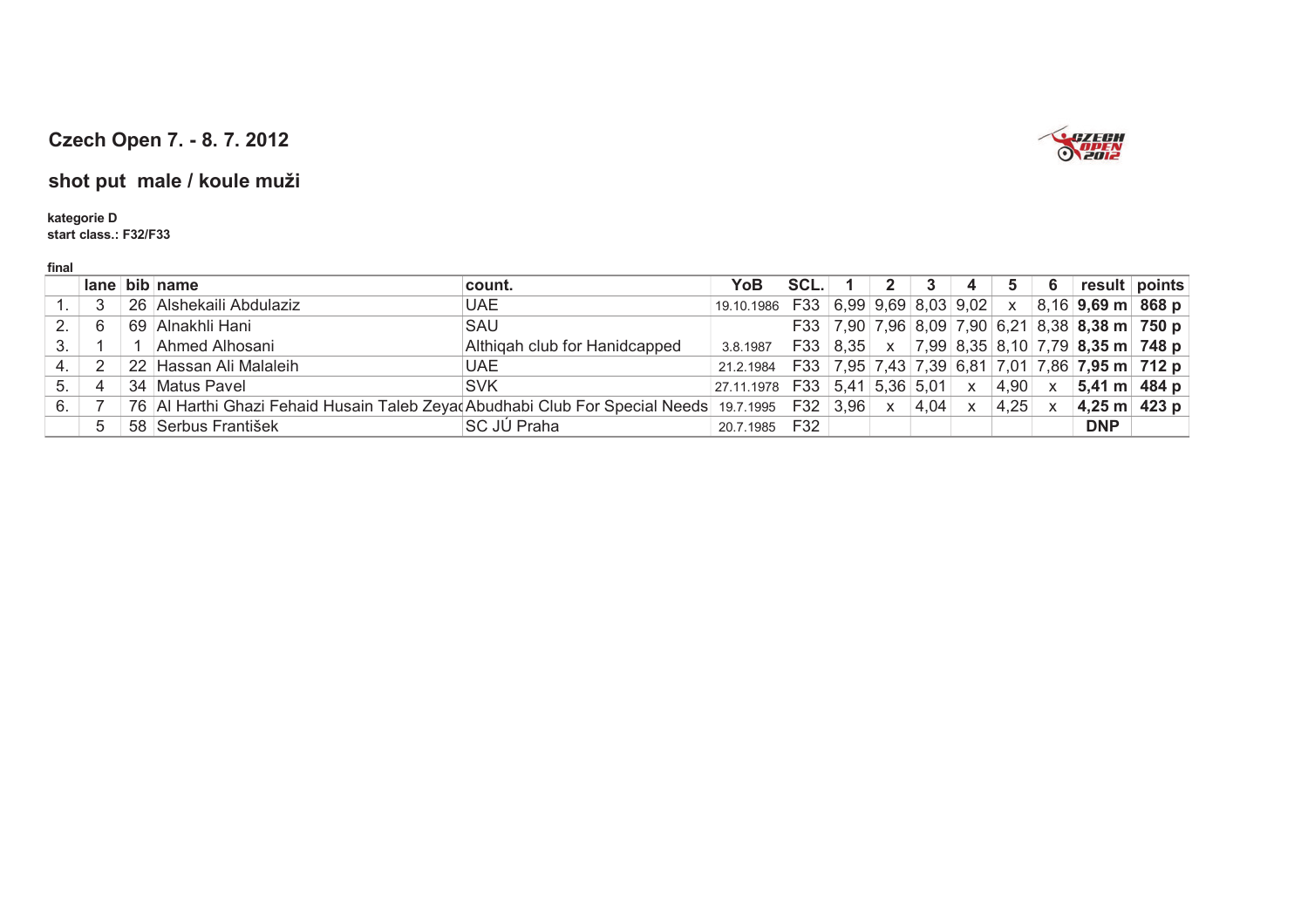## Czech Open 7. - 8. 7. 2012

## shot put male / koule muži

**kategorie D**
**start class.: F32/F33**

**final**

| | lane | bib | name | count. | YoB | SCL. | 1 | 2 | 3 | 4 | 5 | 6 | result | points |
|---|---|---|---|---|---|---|---|---|---|---|---|---|---|---|
| 1. | 3 | 26 | Alshekaili Abdulaziz | UAE | 19.10.1986 | F33 | 6,99 | 9,69 | 8,03 | 9,02 | x | 8,16 | **9,69 m** | **868 p** |
| 2. | 6 | 69 | Alnakhli Hani | SAU | | F33 | 7,90 | 7,96 | 8,09 | 7,90 | 6,21 | 8,38 | **8,38 m** | **750 p** |
| 3. | 1 | 1 | Ahmed Alhosani | Althiqah club for Hanidcapped | 3.8.1987 | F33 | 8,35 | x | 7,99 | 8,35 | 8,10 | 7,79 | **8,35 m** | **748 p** |
| 4. | 2 | 22 | Hassan Ali Malaleih | UAE | 21.2.1984 | F33 | 7,95 | 7,43 | 7,39 | 6,81 | 7,01 | 7,86 | **7,95 m** | **712 p** |
| 5. | 4 | 34 | Matus Pavel | SVK | 27.11.1978 | F33 | 5,41 | 5,36 | 5,01 | x | 4,90 | x | **5,41 m** | **484 p** |
| 6. | 7 | 76 | Al Harthi Ghazi Fehaid Husain Taleb Zeyad | Abudhabi Club For Special Needs | 19.7.1995 | F32 | 3,96 | x | 4,04 | x | 4,25 | x | **4,25 m** | **423 p** |
| | 5 | 58 | Serbus František | SC JÚ Praha | 20.7.1985 | F32 | | | | | | | **DNP** | |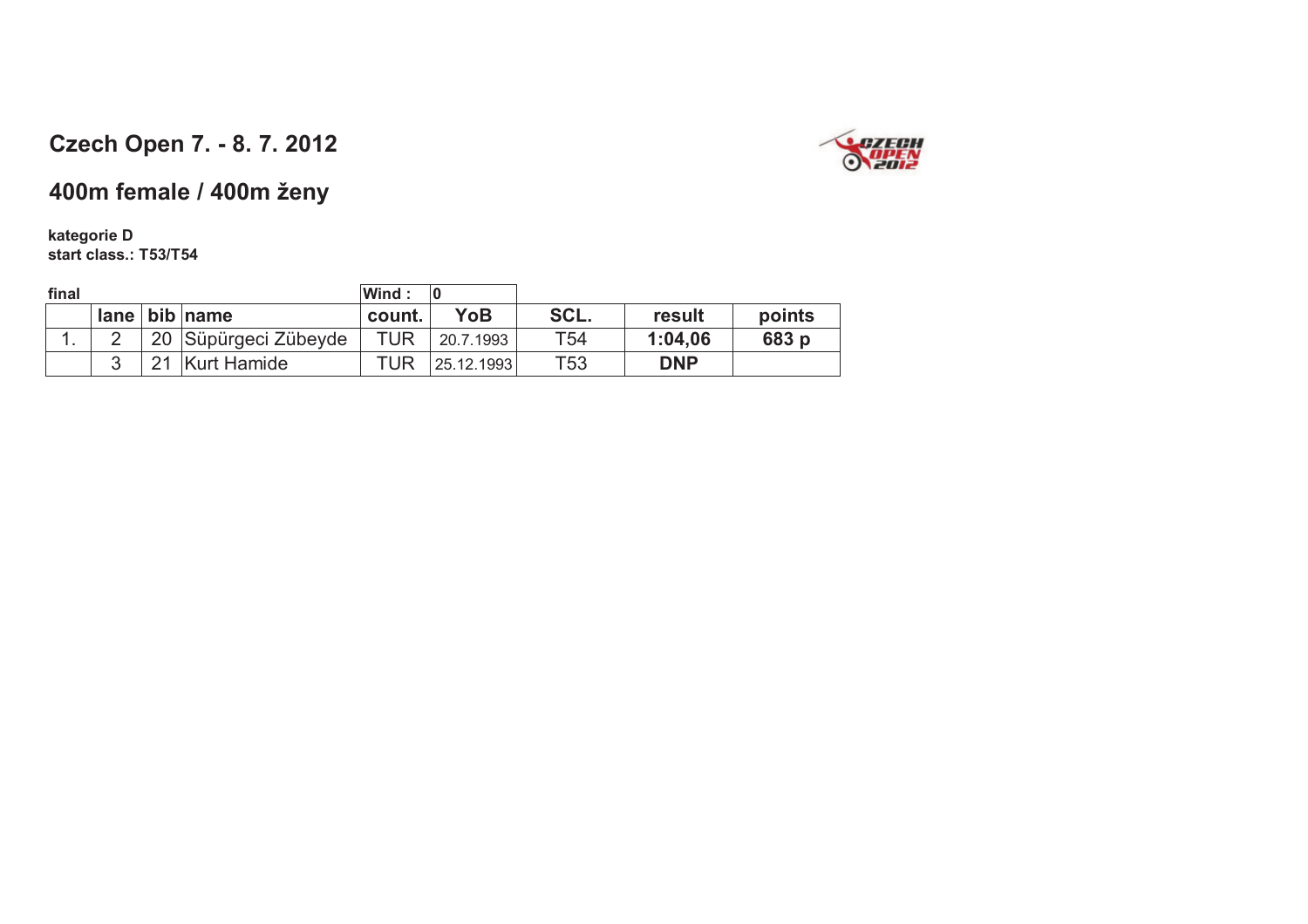## Czech Open 7. - 8. 7. 2012

## 400m female / 400m ženy

**kategorie D**
**start class.: T53/T54**

**final** | **Wind : 0**

| | lane | bib | name | count. | YoB | SCL. | result | points |
|---|---|---|---|---|---|---|---|---|
| 1. | 2 | 20 | Süpürgeci Zübeyde | TUR | 20.7.1993 | T54 | **1:04,06** | **683 p** |
| | 3 | 21 | Kurt Hamide | TUR | 25.12.1993 | T53 | **DNP** | |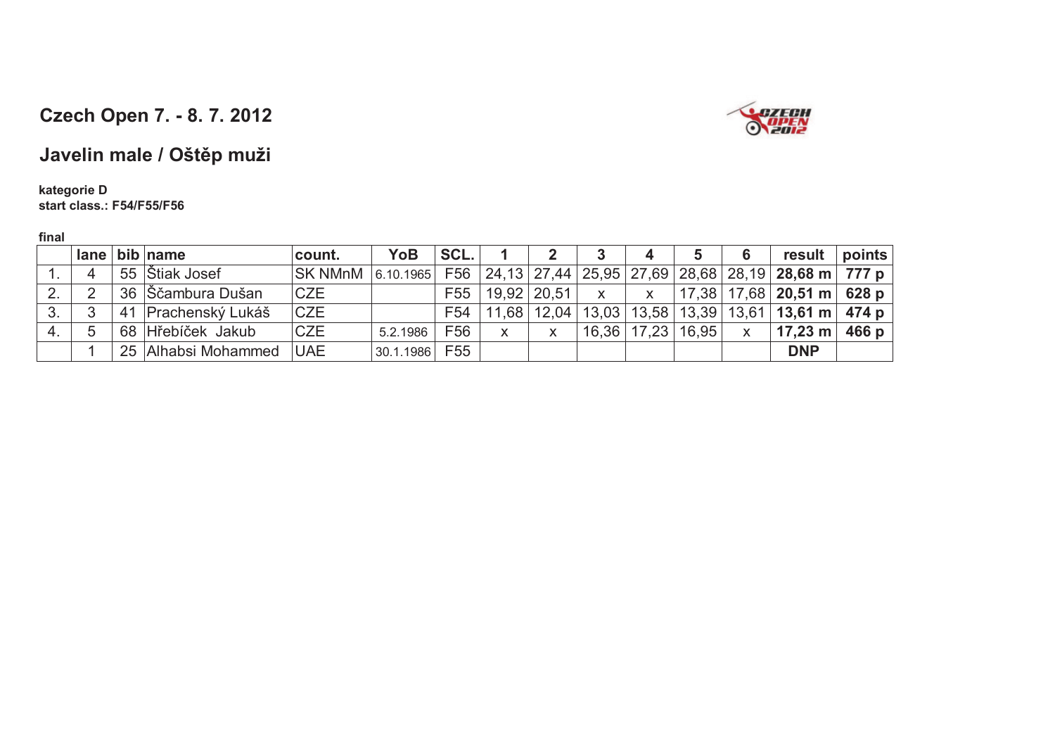## Czech Open 7. - 8. 7. 2012

## Javelin male / Oštěp muži

**kategorie D**
**start class.: F54/F55/F56**

**final**

| | lane | bib | name | count. | YoB | SCL. | 1 | 2 | 3 | 4 | 5 | 6 | result | points |
|---|---|---|---|---|---|---|---|---|---|---|---|---|---|---|
| 1. | 4 | 55 | Štiak Josef | SK NMnM | 6.10.1965 | F56 | 24,13 | 27,44 | 25,95 | 27,69 | 28,68 | 28,19 | **28,68 m** | **777 p** |
| 2. | 2 | 36 | Ščambura Dušan | CZE | | F55 | 19,92 | 20,51 | x | x | 17,38 | 17,68 | **20,51 m** | **628 p** |
| 3. | 3 | 41 | Prachenský Lukáš | CZE | | F54 | 11,68 | 12,04 | 13,03 | 13,58 | 13,39 | 13,61 | **13,61 m** | **474 p** |
| 4. | 5 | 68 | Hřebíček Jakub | CZE | 5.2.1986 | F56 | x | x | 16,36 | 17,23 | 16,95 | x | **17,23 m** | **466 p** |
| | 1 | 25 | Alhabsi Mohammed | UAE | 30.1.1986 | F55 | | | | | | | **DNP** | |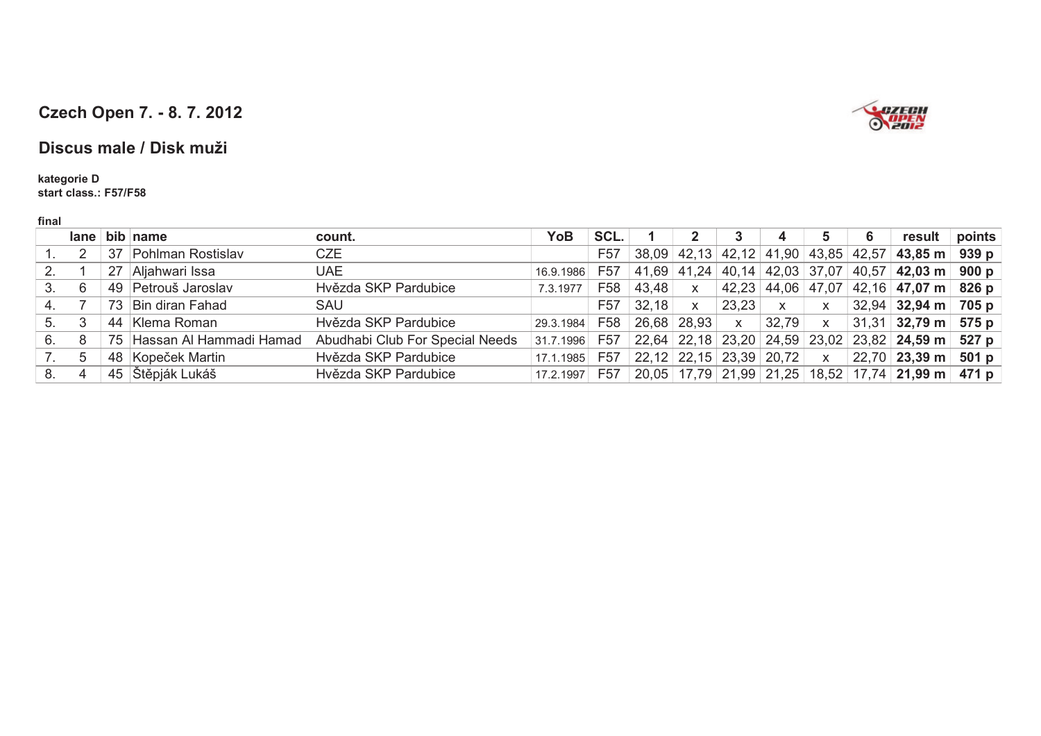## Czech Open 7. - 8. 7. 2012

## Discus male / Disk muži

**kategorie D**
**start class.: F57/F58**

**final**

| | lane | bib | name | count. | YoB | SCL. | 1 | 2 | 3 | 4 | 5 | 6 | result | points |
|---|---|---|---|---|---|---|---|---|---|---|---|---|---|---|
| 1. | 2 | 37 | Pohlman Rostislav | CZE | | F57 | 38,09 | 42,13 | 42,12 | 41,90 | 43,85 | 42,57 | **43,85 m** | **939 p** |
| 2. | 1 | 27 | Aljahwari Issa | UAE | 16.9.1986 | F57 | 41,69 | 41,24 | 40,14 | 42,03 | 37,07 | 40,57 | **42,03 m** | **900 p** |
| 3. | 6 | 49 | Petrouš Jaroslav | Hvězda SKP Pardubice | 7.3.1977 | F58 | 43,48 | x | 42,23 | 44,06 | 47,07 | 42,16 | **47,07 m** | **826 p** |
| 4. | 7 | 73 | Bin diran Fahad | SAU | | F57 | 32,18 | x | 23,23 | x | x | 32,94 | **32,94 m** | **705 p** |
| 5. | 3 | 44 | Klema Roman | Hvězda SKP Pardubice | 29.3.1984 | F58 | 26,68 | 28,93 | x | 32,79 | x | 31,31 | **32,79 m** | **575 p** |
| 6. | 8 | 75 | Hassan Al Hammadi Hamad | Abudhabi Club For Special Needs | 31.7.1996 | F57 | 22,64 | 22,18 | 23,20 | 24,59 | 23,02 | 23,82 | **24,59 m** | **527 p** |
| 7. | 5 | 48 | Kopeček Martin | Hvězda SKP Pardubice | 17.1.1985 | F57 | 22,12 | 22,15 | 23,39 | 20,72 | x | 22,70 | **23,39 m** | **501 p** |
| 8. | 4 | 45 | Štěpják Lukáš | Hvězda SKP Pardubice | 17.2.1997 | F57 | 20,05 | 17,79 | 21,99 | 21,25 | 18,52 | 17,74 | **21,99 m** | **471 p** |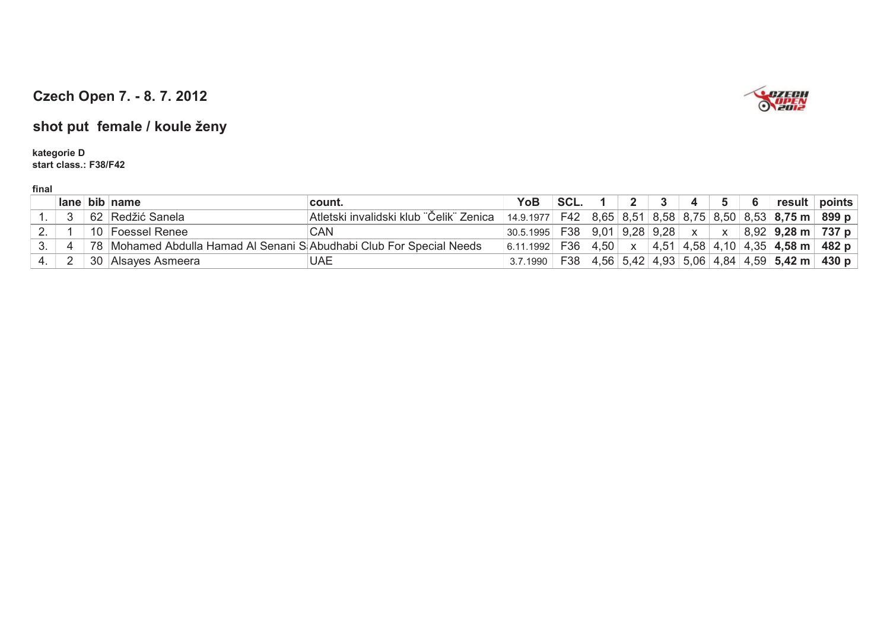## Czech Open 7. - 8. 7. 2012

## shot put female / koule ženy

**kategorie D**
**start class.: F38/F42**

**final**

| | lane | bib | name | count. | YoB | SCL. | 1 | 2 | 3 | 4 | 5 | 6 | result | points |
|---|---|---|---|---|---|---|---|---|---|---|---|---|---|---|
| 1. | 3 | 62 | Redžić Sanela | Atletski invalidski klub "Čelik" Zenica | 14.9.1977 | F42 | 8,65 | 8,51 | 8,58 | 8,75 | 8,50 | 8,53 | **8,75 m** | **899 p** |
| 2. | 1 | 10 | Foessel Renee | CAN | 30.5.1995 | F38 | 9,01 | 9,28 | 9,28 | x | x | 8,92 | **9,28 m** | **737 p** |
| 3. | 4 | 78 | Mohamed Abdulla Hamad Al Senani S | Abudhabi Club For Special Needs | 6.11.1992 | F36 | 4,50 | x | 4,51 | 4,58 | 4,10 | 4,35 | **4,58 m** | **482 p** |
| 4. | 2 | 30 | Alsayes Asmeera | UAE | 3.7.1990 | F38 | 4,56 | 5,42 | 4,93 | 5,06 | 4,84 | 4,59 | **5,42 m** | **430 p** |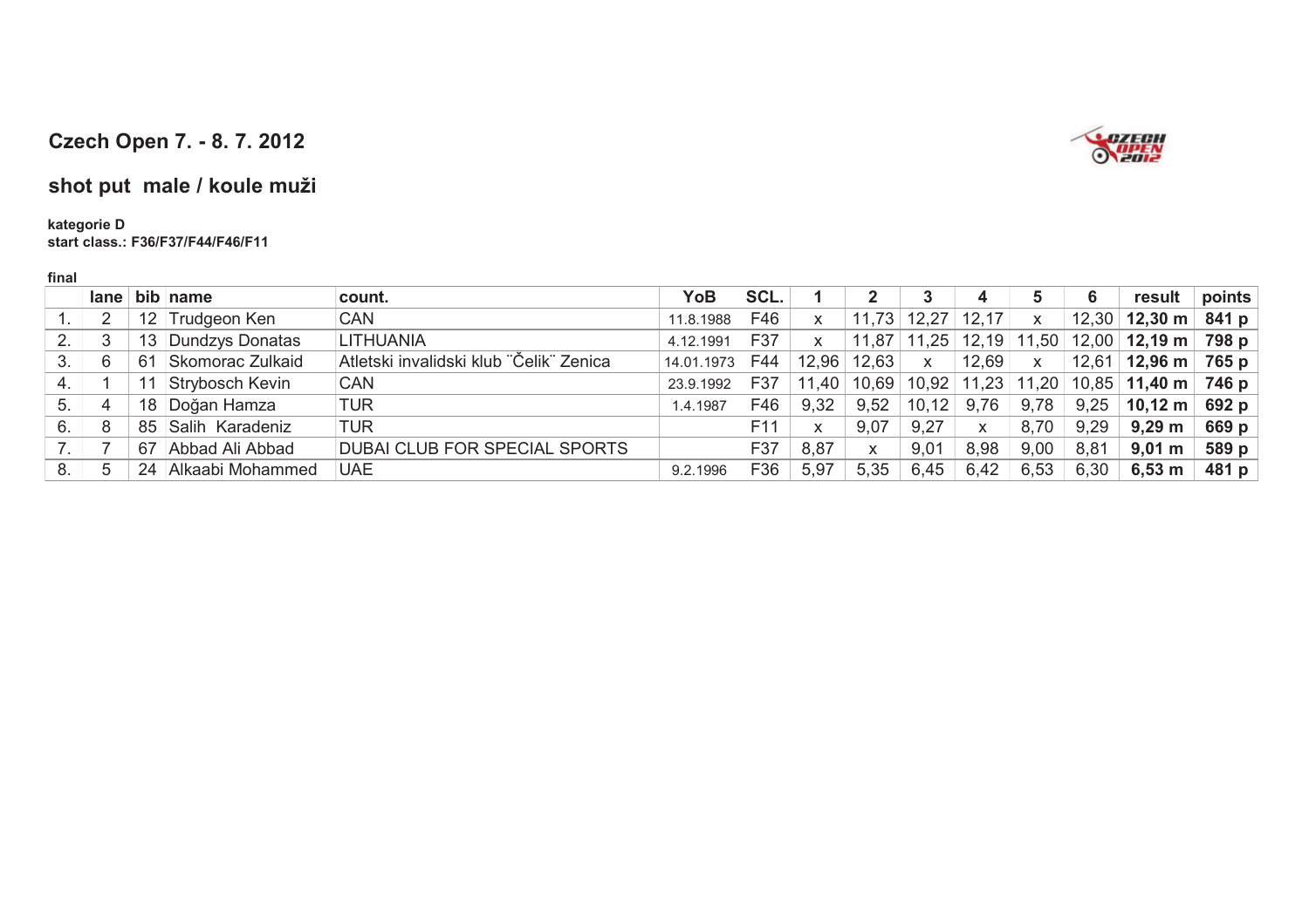## Czech Open 7. - 8. 7. 2012

## shot put male / koule muži

**kategorie D**
**start class.: F36/F37/F44/F46/F11**

**final**

| | lane | bib | name | count. | YoB | SCL. | 1 | 2 | 3 | 4 | 5 | 6 | result | points |
|---|---|---|---|---|---|---|---|---|---|---|---|---|---|---|
| 1. | 2 | 12 | Trudgeon Ken | CAN | 11.8.1988 | F46 | x | 11,73 | 12,27 | 12,17 | x | 12,30 | **12,30 m** | **841 p** |
| 2. | 3 | 13 | Dundzys Donatas | LITHUANIA | 4.12.1991 | F37 | x | 11,87 | 11,25 | 12,19 | 11,50 | 12,00 | **12,19 m** | **798 p** |
| 3. | 6 | 61 | Skomorac Zulkaid | Atletski invalidski klub ¨Čelik¨ Zenica | 14.01.1973 | F44 | 12,96 | 12,63 | x | 12,69 | x | 12,61 | **12,96 m** | **765 p** |
| 4. | 1 | 11 | Strybosch Kevin | CAN | 23.9.1992 | F37 | 11,40 | 10,69 | 10,92 | 11,23 | 11,20 | 10,85 | **11,40 m** | **746 p** |
| 5. | 4 | 18 | Doğan Hamza | TUR | 1.4.1987 | F46 | 9,32 | 9,52 | 10,12 | 9,76 | 9,78 | 9,25 | **10,12 m** | **692 p** |
| 6. | 8 | 85 | Salih Karadeniz | TUR | | F11 | x | 9,07 | 9,27 | x | 8,70 | 9,29 | **9,29 m** | **669 p** |
| 7. | 7 | 67 | Abbad Ali Abbad | DUBAI CLUB FOR SPECIAL SPORTS | | F37 | 8,87 | x | 9,01 | 8,98 | 9,00 | 8,81 | **9,01 m** | **589 p** |
| 8. | 5 | 24 | Alkaabi Mohammed | UAE | 9.2.1996 | F36 | 5,97 | 5,35 | 6,45 | 6,42 | 6,53 | 6,30 | **6,53 m** | **481 p** |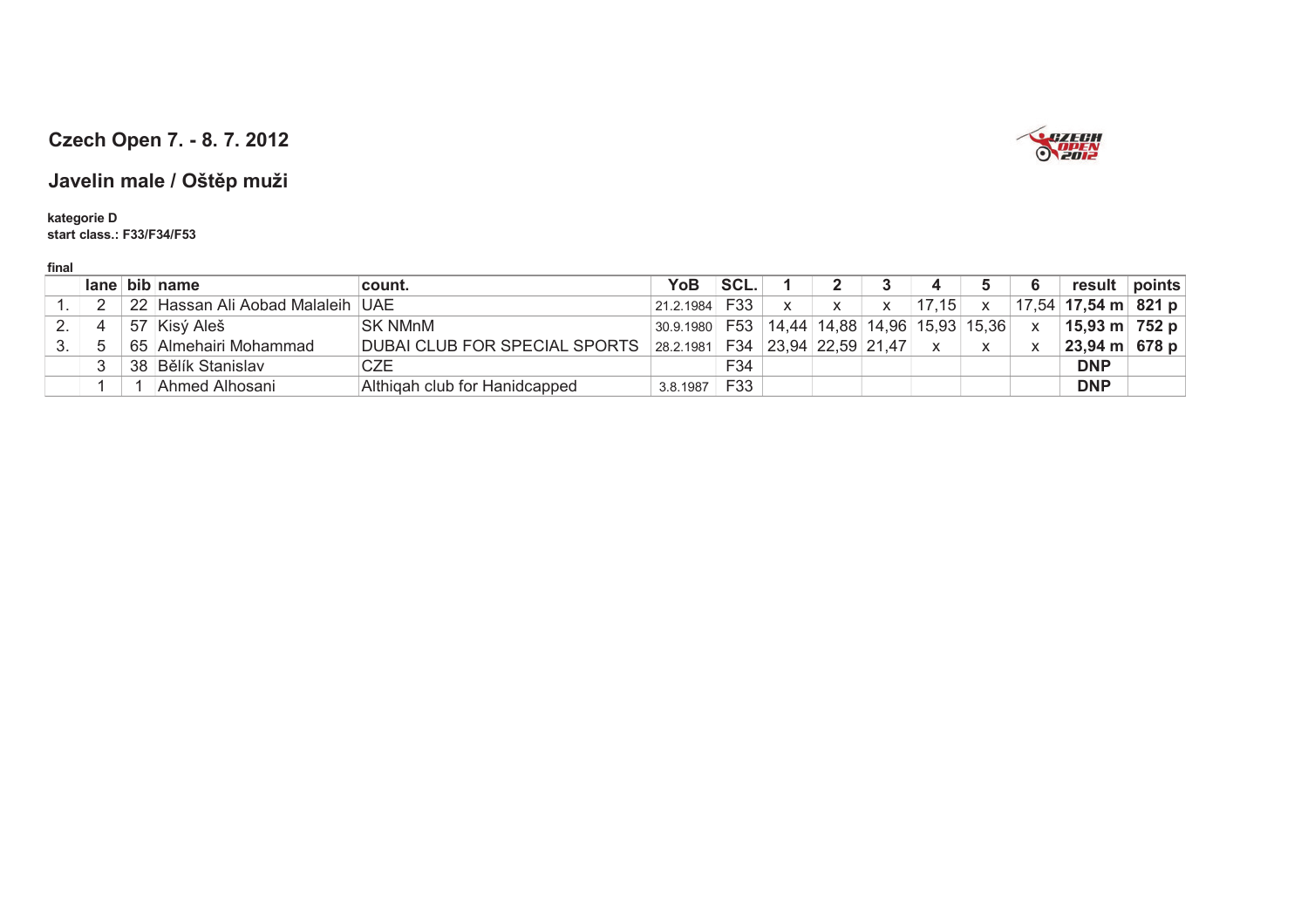## Czech Open 7. - 8. 7. 2012

## Javelin male / Oštěp muži

**kategorie D**
**start class.: F33/F34/F53**

**final**

| | lane | bib | name | count. | YoB | SCL. | 1 | 2 | 3 | 4 | 5 | 6 | result | points |
|---|---|---|---|---|---|---|---|---|---|---|---|---|---|---|
| 1. | 2 | 22 | Hassan Ali Aobad Malaleih | UAE | 21.2.1984 | F33 | x | x | x | 17,15 | x | 17,54 | **17,54 m** | **821 p** |
| 2. | 4 | 57 | Kisý Aleš | SK NMnM | 30.9.1980 | F53 | 14,44 | 14,88 | 14,96 | 15,93 | 15,36 | x | **15,93 m** | **752 p** |
| 3. | 5 | 65 | Almehairi Mohammad | DUBAI CLUB FOR SPECIAL SPORTS | 28.2.1981 | F34 | 23,94 | 22,59 | 21,47 | x | x | x | **23,94 m** | **678 p** |
| | 3 | 38 | Bělík Stanislav | CZE | | F34 | | | | | | | **DNP** | |
| | 1 | 1 | Ahmed Alhosani | Althiqah club for Hanidcapped | 3.8.1987 | F33 | | | | | | | **DNP** | |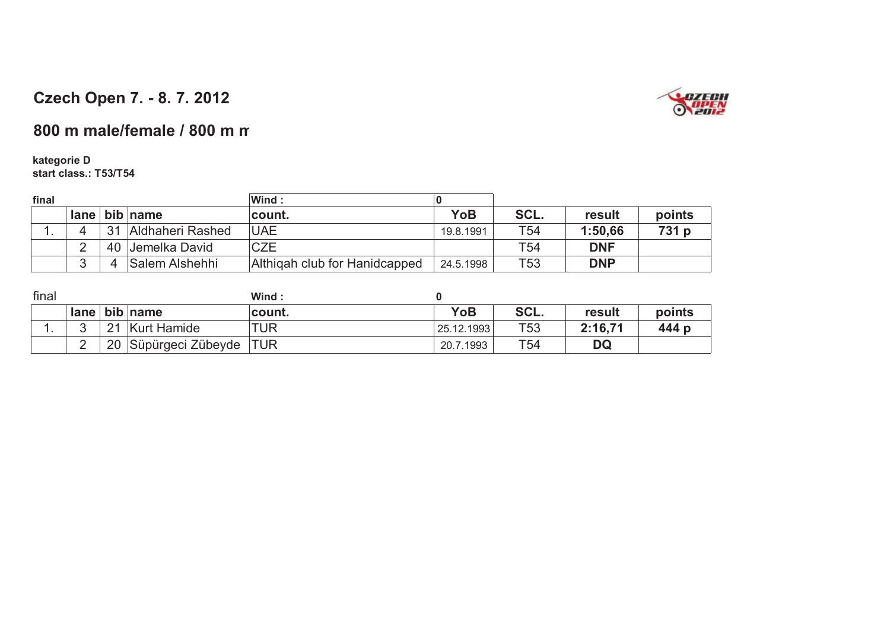## Czech Open 7. - 8. 7. 2012

## 800 m male/female / 800 m m

**kategorie D**
**start class.: T53/T54**

**final** — **Wind :** **0**

| | lane | bib | name | count. | YoB | SCL. | result | points |
|---|---|---|---|---|---|---|---|---|
| 1. | 4 | 31 | Aldhaheri Rashed | UAE | 19.8.1991 | T54 | **1:50,66** | **731 p** |
| | 2 | 40 | Jemelka David | CZE | | T54 | **DNF** | |
| | 3 | 4 | Salem Alshehhi | Althiqah club for Hanidcapped | 24.5.1998 | T53 | **DNP** | |

final — **Wind :** **0**

| | lane | bib | name | count. | YoB | SCL. | result | points |
|---|---|---|---|---|---|---|---|---|
| 1. | 3 | 21 | Kurt Hamide | TUR | 25.12.1993 | T53 | **2:16,71** | **444 p** |
| | 2 | 20 | Süpürgeci Zübeyde | TUR | 20.7.1993 | T54 | **DQ** | |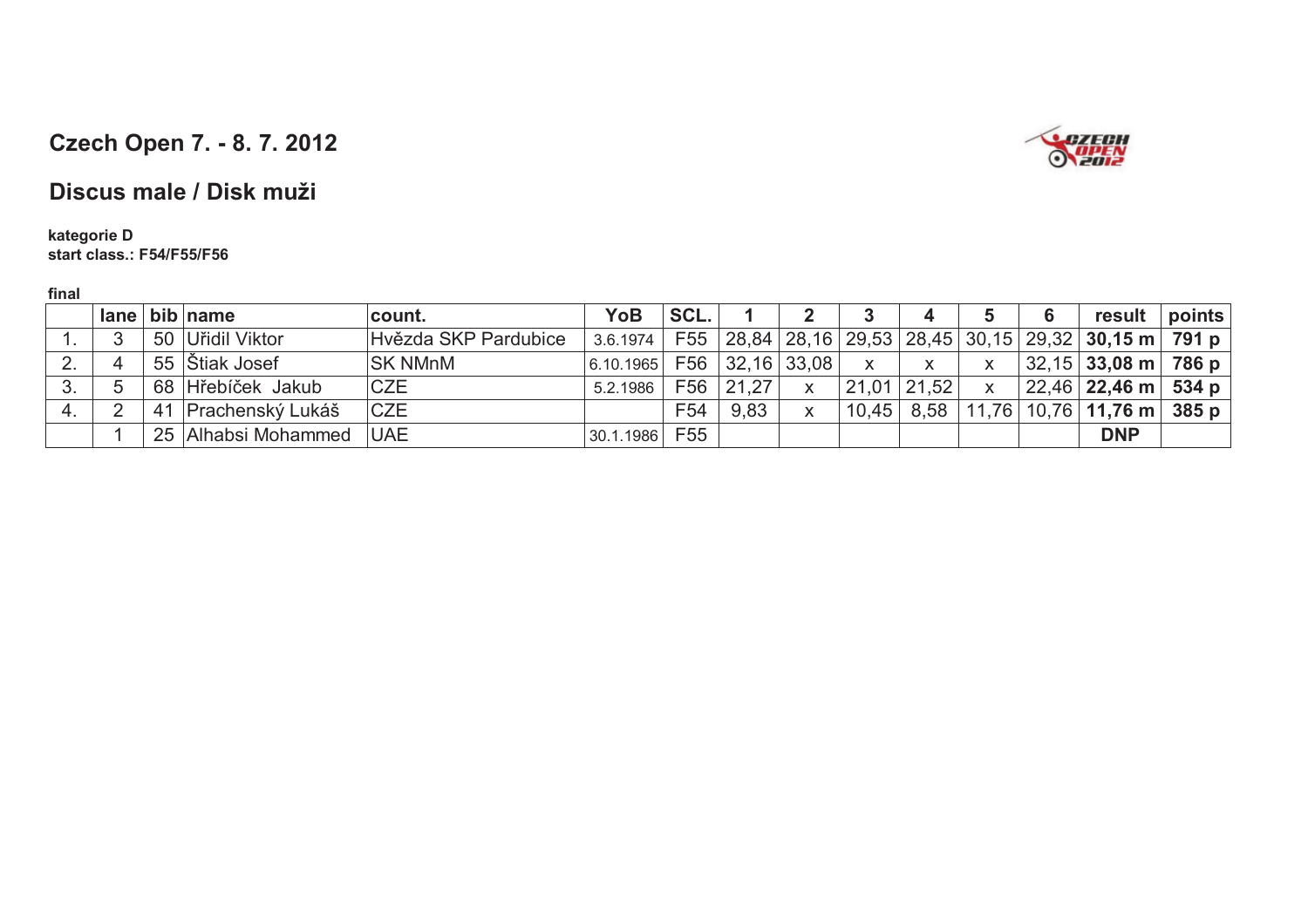## Czech Open 7. - 8. 7. 2012

## Discus male / Disk muži

**kategorie D**
**start class.: F54/F55/F56**

**final**

| | lane | bib | name | count. | YoB | SCL. | 1 | 2 | 3 | 4 | 5 | 6 | result | points |
|---|---|---|---|---|---|---|---|---|---|---|---|---|---|---|
| 1. | 3 | 50 | Uřidil Viktor | Hvězda SKP Pardubice | 3.6.1974 | F55 | 28,84 | 28,16 | 29,53 | 28,45 | 30,15 | 29,32 | **30,15 m** | **791 p** |
| 2. | 4 | 55 | Štiak Josef | SK NMnM | 6.10.1965 | F56 | 32,16 | 33,08 | x | x | x | 32,15 | **33,08 m** | **786 p** |
| 3. | 5 | 68 | Hřebíček Jakub | CZE | 5.2.1986 | F56 | 21,27 | x | 21,01 | 21,52 | x | 22,46 | **22,46 m** | **534 p** |
| 4. | 2 | 41 | Prachenský Lukáš | CZE | | F54 | 9,83 | x | 10,45 | 8,58 | 11,76 | 10,76 | **11,76 m** | **385 p** |
| | 1 | 25 | Alhabsi Mohammed | UAE | 30.1.1986 | F55 | | | | | | | **DNP** | |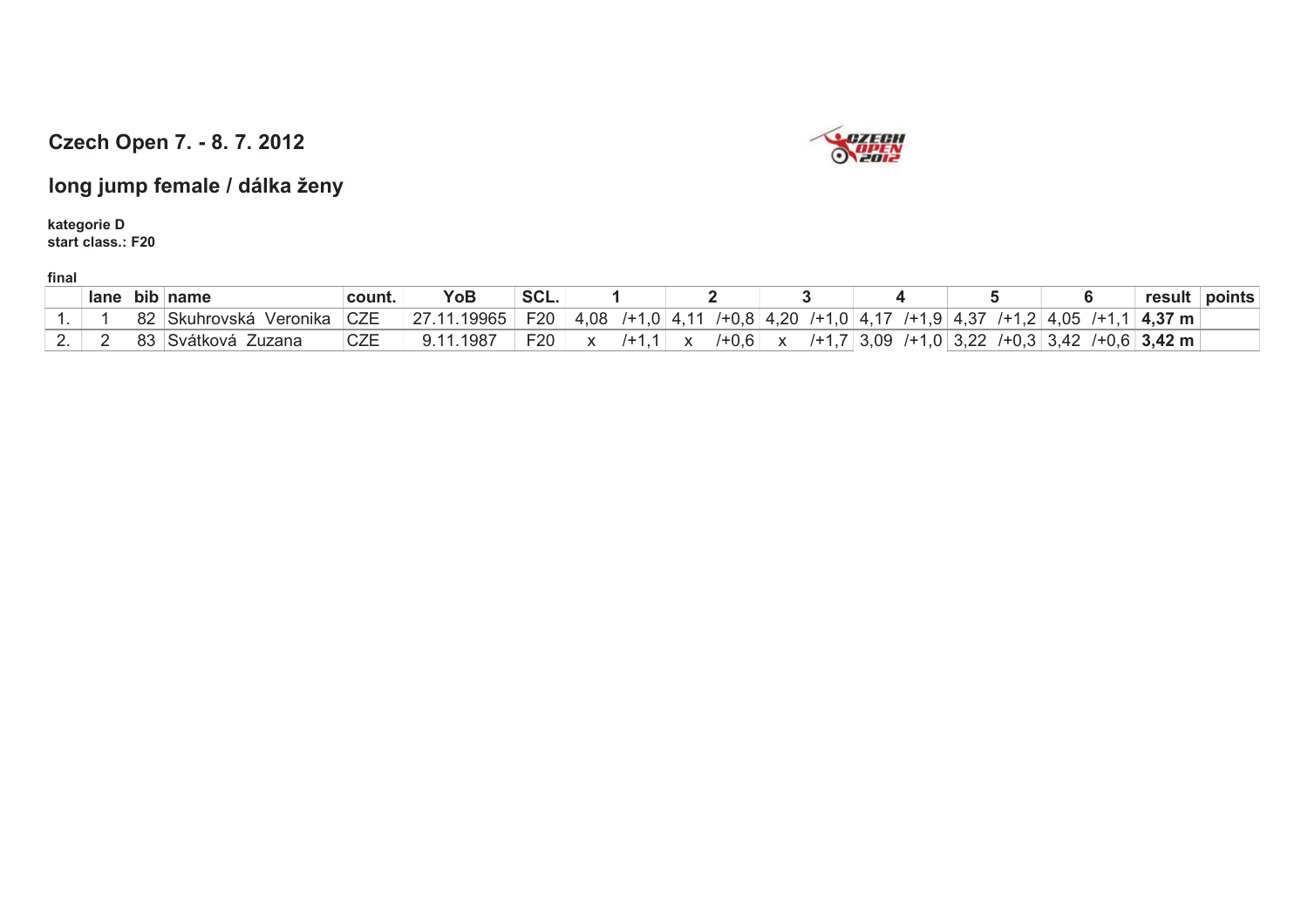## Czech Open 7. - 8. 7. 2012

## long jump female / dálka ženy

**kategorie D**
**start class.: F20**

**final**

| | lane | bib | name | count. | YoB | SCL. | 1 | | 2 | | 3 | | 4 | | 5 | | 6 | | result | points |
|---|---|---|---|---|---|---|---|---|---|---|---|---|---|---|---|---|---|---|---|---|
| 1. | 1 | 82 | Skuhrovská Veronika | CZE | 27.11.19965 | F20 | 4,08 | /+1,0 | 4,11 | /+0,8 | 4,20 | /+1,0 | 4,17 | /+1,9 | 4,37 | /+1,2 | 4,05 | /+1,1 | **4,37 m** | |
| 2. | 2 | 83 | Svátková Zuzana | CZE | 9.11.1987 | F20 | x | /+1,1 | x | /+0,6 | x | /+1,7 | 3,09 | /+1,0 | 3,22 | /+0,3 | 3,42 | /+0,6 | **3,42 m** | |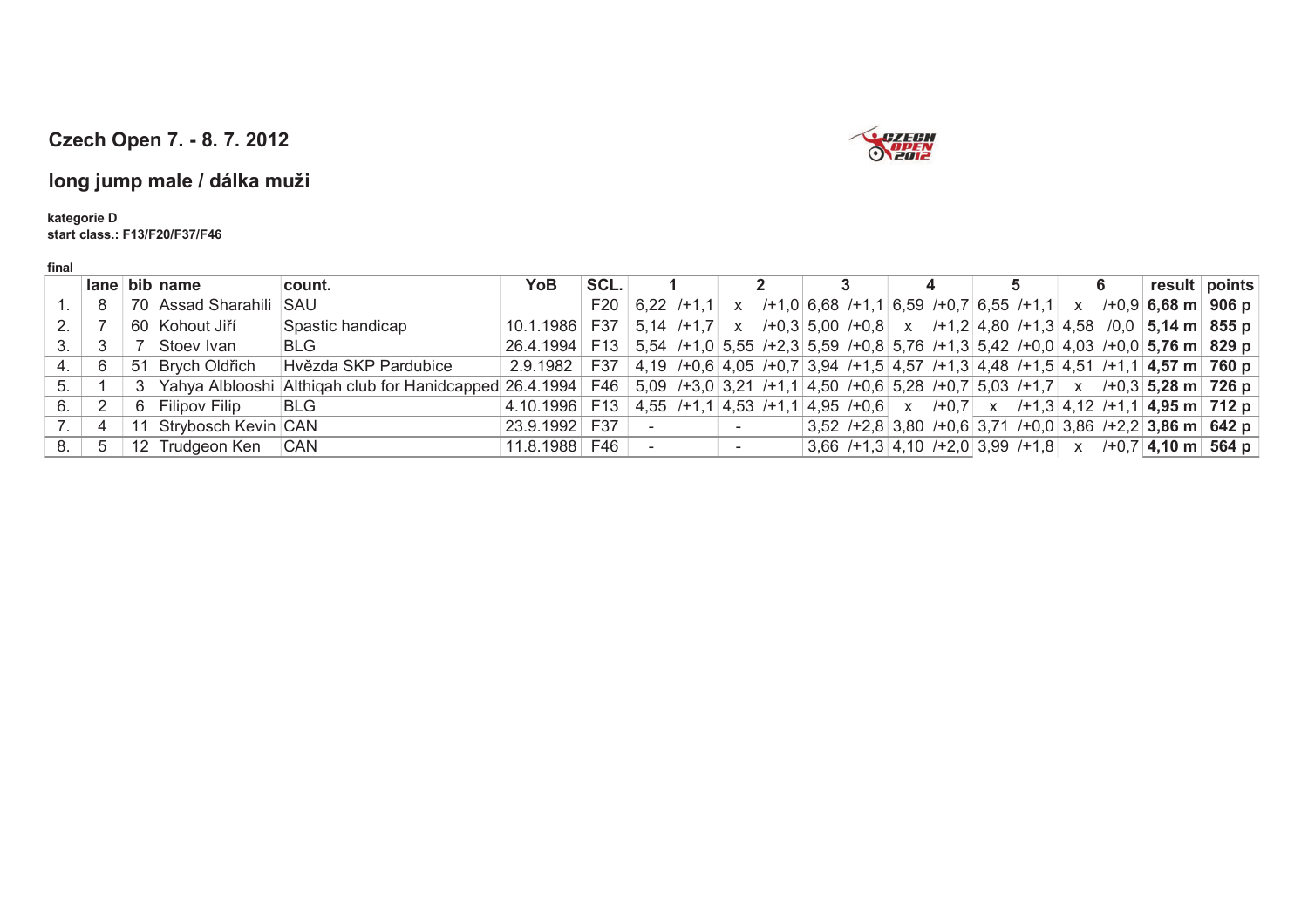## Czech Open 7. - 8. 7. 2012

## long jump male / dálka muži

**kategorie D**
**start class.: F13/F20/F37/F46**

**final**

| | lane | bib | name | count. | YoB | SCL. | 1 | | 2 | | 3 | | 4 | | 5 | | 6 | | result | points |
|---|---|---|---|---|---|---|---|---|---|---|---|---|---|---|---|---|---|---|---|---|
| 1. | 8 | 70 | Assad Sharahili | SAU | | F20 | 6,22 | /+1,1 | x | /+1,0 | 6,68 | /+1,1 | 6,59 | /+0,7 | 6,55 | /+1,1 | x | /+0,9 | **6,68 m** | **906 p** |
| 2. | 7 | 60 | Kohout Jiří | Spastic handicap | 10.1.1986 | F37 | 5,14 | /+1,7 | x | /+0,3 | 5,00 | /+0,8 | x | /+1,2 | 4,80 | /+1,3 | 4,58 | /0,0 | **5,14 m** | **855 p** |
| 3. | 3 | 7 | Stoev Ivan | BLG | 26.4.1994 | F13 | 5,54 | /+1,0 | 5,55 | /+2,3 | 5,59 | /+0,8 | 5,76 | /+1,3 | 5,42 | /+0,0 | 4,03 | /+0,0 | **5,76 m** | **829 p** |
| 4. | 6 | 51 | Brych Oldřich | Hvězda SKP Pardubice | 2.9.1982 | F37 | 4,19 | /+0,6 | 4,05 | /+0,7 | 3,94 | /+1,5 | 4,57 | /+1,3 | 4,48 | /+1,5 | 4,51 | /+1,1 | **4,57 m** | **760 p** |
| 5. | 1 | 3 | Yahya Alblooshi | Althiqah club for Hanidcapped | 26.4.1994 | F46 | 5,09 | /+3,0 | 3,21 | /+1,1 | 4,50 | /+0,6 | 5,28 | /+0,7 | 5,03 | /+1,7 | x | /+0,3 | **5,28 m** | **726 p** |
| 6. | 2 | 6 | Filipov Filip | BLG | 4.10.1996 | F13 | 4,55 | /+1,1 | 4,53 | /+1,1 | 4,95 | /+0,6 | x | /+0,7 | x | /+1,3 | 4,12 | /+1,1 | **4,95 m** | **712 p** |
| 7. | 4 | 11 | Strybosch Kevin | CAN | 23.9.1992 | F37 | - | | - | | 3,52 | /+2,8 | 3,80 | /+0,6 | 3,71 | /+0,0 | 3,86 | /+2,2 | **3,86 m** | **642 p** |
| 8. | 5 | 12 | Trudgeon Ken | CAN | 11.8.1988 | F46 | - | | - | | 3,66 | /+1,3 | 4,10 | /+2,0 | 3,99 | /+1,8 | x | /+0,7 | **4,10 m** | **564 p** |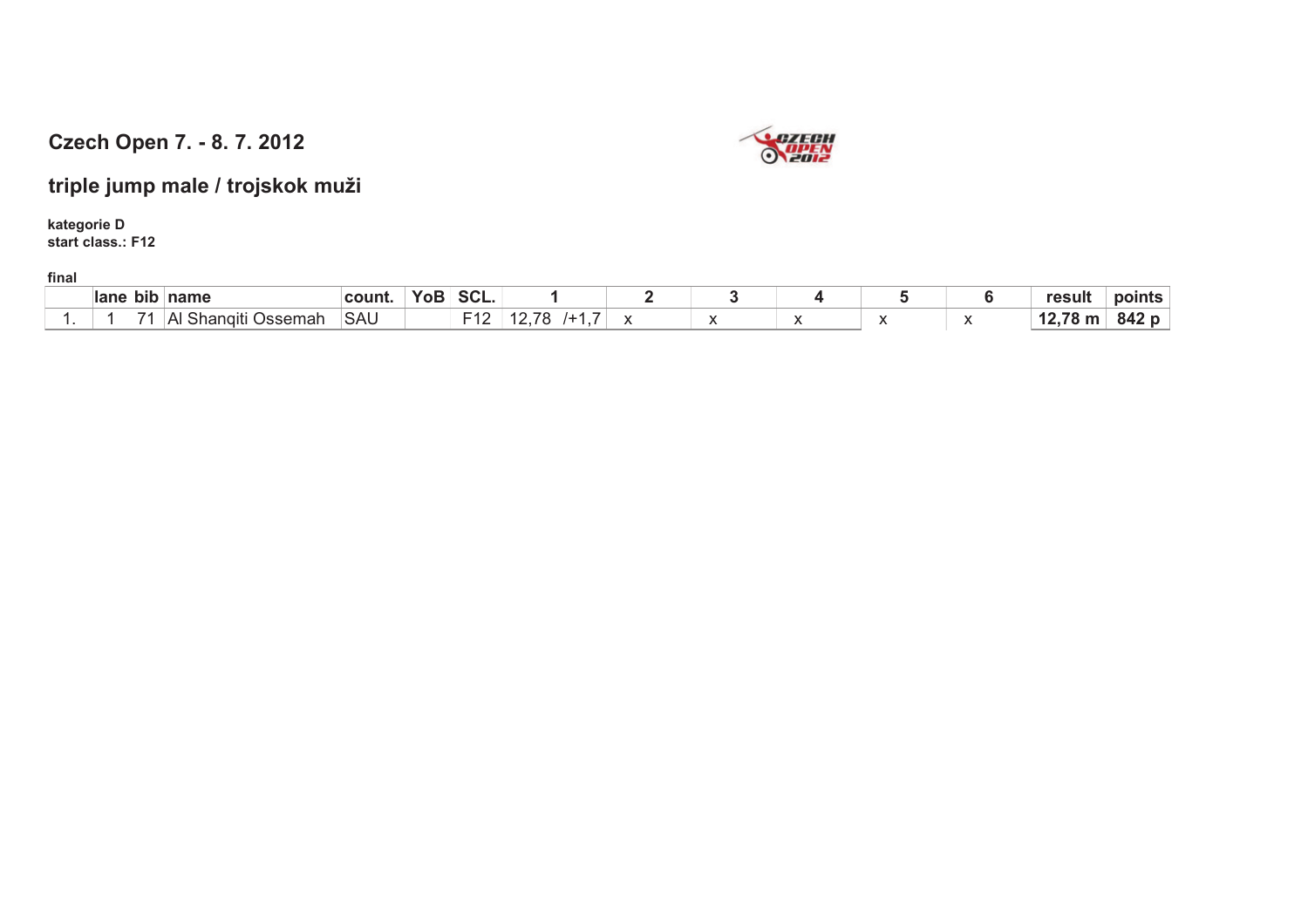## Czech Open 7. - 8. 7. 2012

## triple jump male / trojskok muži

**kategorie D**
**start class.: F12**

**final**

| | lane | bib | name | count. | YoB | SCL. | 1 | 2 | 3 | 4 | 5 | 6 | result | points |
|---|---|---|---|---|---|---|---|---|---|---|---|---|---|---|
| 1. | 1 | 71 | Al Shanqiti Ossemah | SAU | | F12 | 12,78 /+1,7 | x | x | x | x | x | **12,78 m** | **842 p** |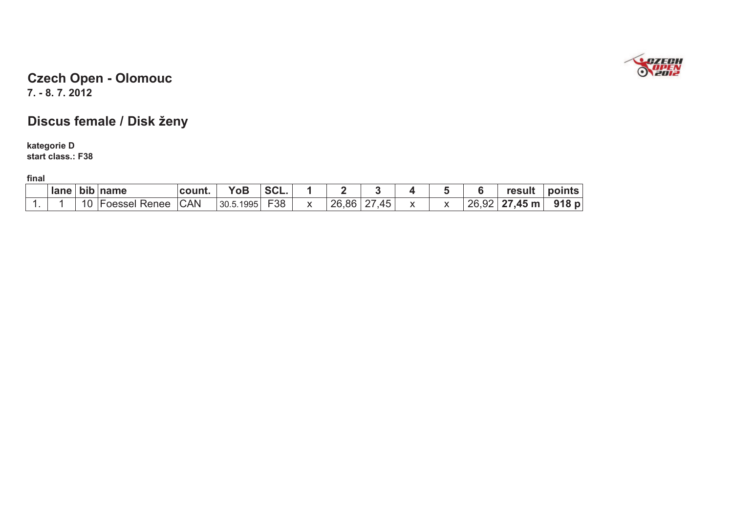## Czech Open - Olomouc

**7. - 8. 7. 2012**

## Discus female / Disk ženy

**kategorie D**
**start class.: F38**

**final**

| | lane | bib | name | count. | YoB | SCL. | 1 | 2 | 3 | 4 | 5 | 6 | result | points |
|---|---|---|---|---|---|---|---|---|---|---|---|---|---|---|
| 1. | 1 | 10 | Foessel Renee | CAN | 30.5.1995 | F38 | x | 26,86 | 27,45 | x | x | 26,92 | **27,45 m** | **918 p** |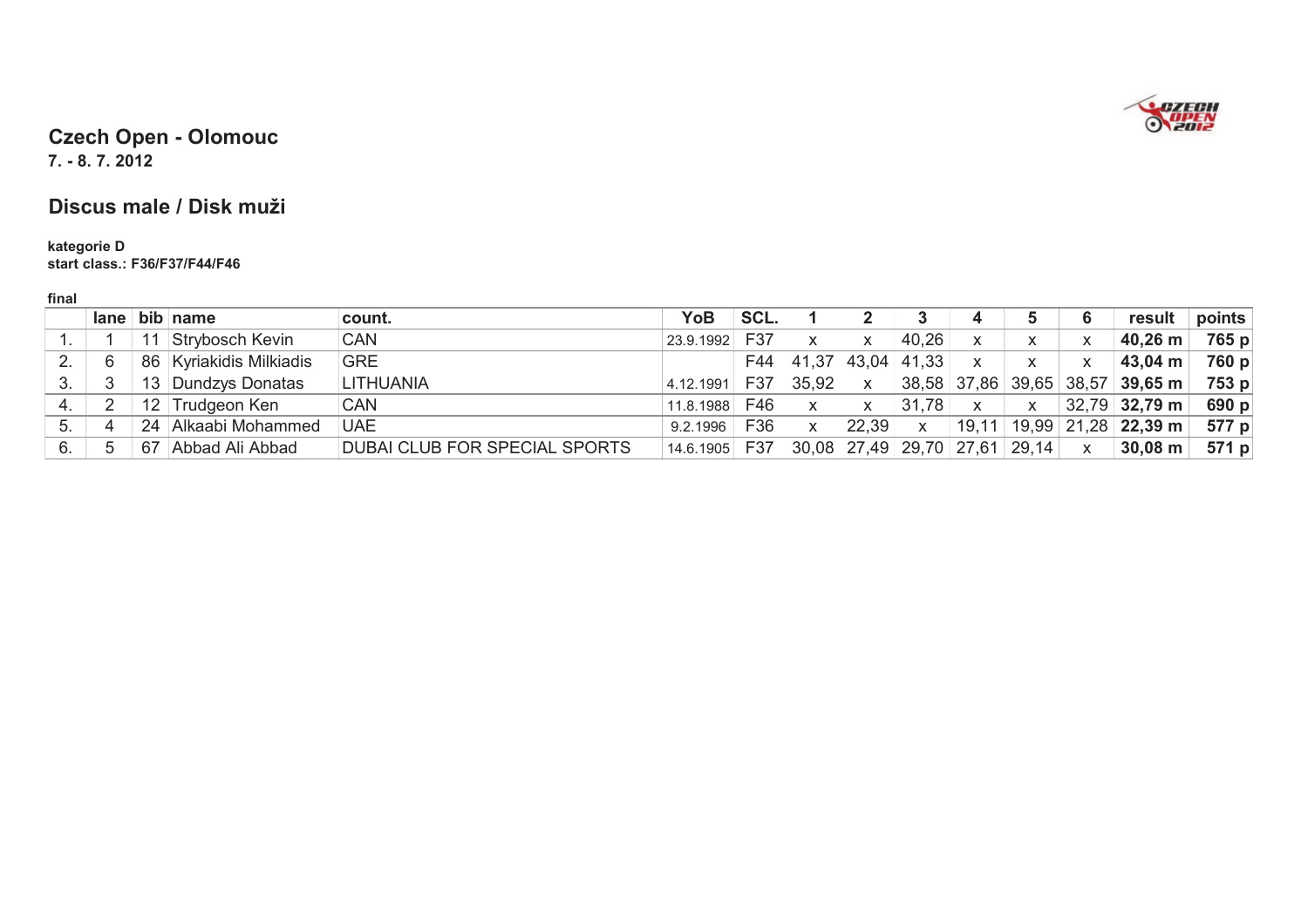## Czech Open - Olomouc

**7. - 8. 7. 2012**

## Discus male / Disk muži

**kategorie D**
**start class.: F36/F37/F44/F46**

**final**

| | lane | bib | name | count. | YoB | SCL. | 1 | 2 | 3 | 4 | 5 | 6 | result | points |
|---|---|---|---|---|---|---|---|---|---|---|---|---|---|---|
| 1. | 1 | 11 | Strybosch Kevin | CAN | 23.9.1992 | F37 | x | x | 40,26 | x | x | x | **40,26 m** | **765 p** |
| 2. | 6 | 86 | Kyriakidis Milkiadis | GRE | | F44 | 41,37 | 43,04 | 41,33 | x | x | x | **43,04 m** | **760 p** |
| 3. | 3 | 13 | Dundzys Donatas | LITHUANIA | 4.12.1991 | F37 | 35,92 | x | 38,58 | 37,86 | 39,65 | 38,57 | **39,65 m** | **753 p** |
| 4. | 2 | 12 | Trudgeon Ken | CAN | 11.8.1988 | F46 | x | x | 31,78 | x | x | 32,79 | **32,79 m** | **690 p** |
| 5. | 4 | 24 | Alkaabi Mohammed | UAE | 9.2.1996 | F36 | x | 22,39 | x | 19,11 | 19,99 | 21,28 | **22,39 m** | **577 p** |
| 6. | 5 | 67 | Abbad Ali Abbad | DUBAI CLUB FOR SPECIAL SPORTS | 14.6.1905 | F37 | 30,08 | 27,49 | 29,70 | 27,61 | 29,14 | x | **30,08 m** | **571 p** |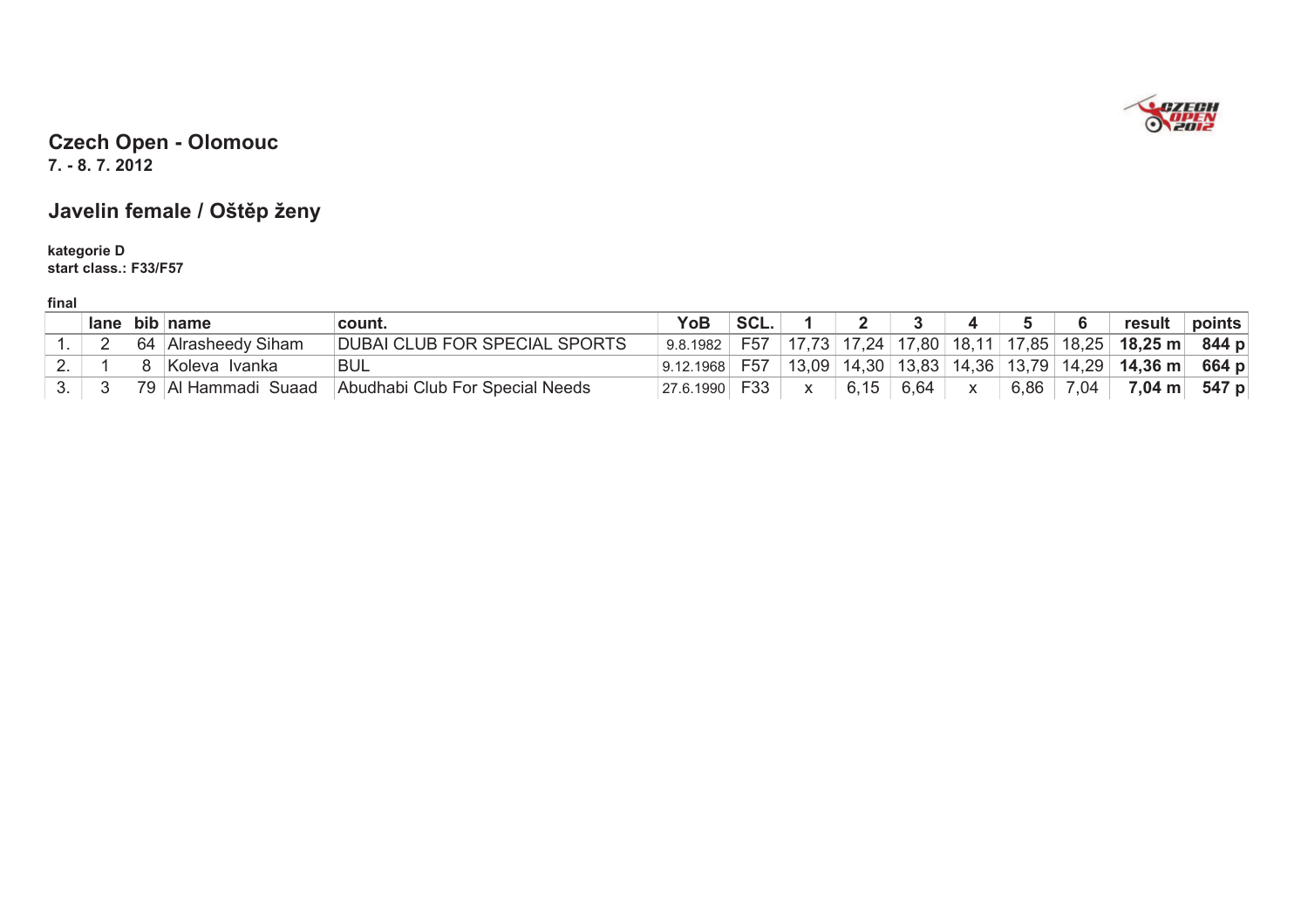## Czech Open - Olomouc

**7. - 8. 7. 2012**

## Javelin female / Oštěp ženy

**kategorie D**
**start class.: F33/F57**

**final**

| | lane | bib | name | count. | YoB | SCL. | 1 | 2 | 3 | 4 | 5 | 6 | result | points |
|---|---|---|---|---|---|---|---|---|---|---|---|---|---|---|
| 1. | 2 | 64 | Alrasheedy Siham | DUBAI CLUB FOR SPECIAL SPORTS | 9.8.1982 | F57 | 17,73 | 17,24 | 17,80 | 18,11 | 17,85 | 18,25 | **18,25 m** | **844 p** |
| 2. | 1 | 8 | Koleva Ivanka | BUL | 9.12.1968 | F57 | 13,09 | 14,30 | 13,83 | 14,36 | 13,79 | 14,29 | **14,36 m** | **664 p** |
| 3. | 3 | 79 | Al Hammadi Suaad | Abudhabi Club For Special Needs | 27.6.1990 | F33 | x | 6,15 | 6,64 | x | 6,86 | 7,04 | **7,04 m** | **547 p** |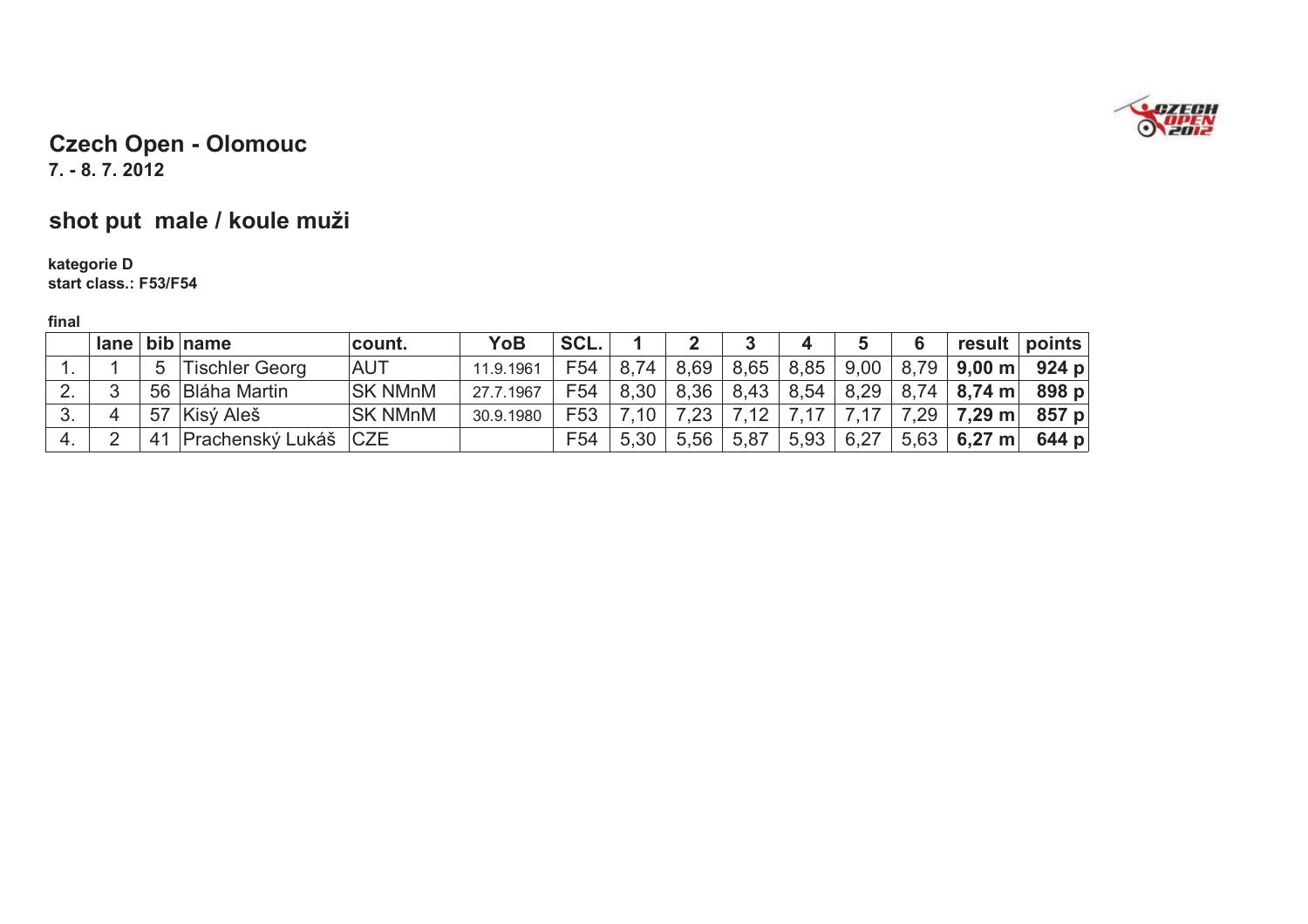# Czech Open - Olomouc

**7. - 8. 7. 2012**

## shot put male / koule muži

**kategorie D**
**start class.: F53/F54**

**final**

| | lane | bib | name | count. | YoB | SCL. | 1 | 2 | 3 | 4 | 5 | 6 | result | points |
|---|---|---|---|---|---|---|---|---|---|---|---|---|---|---|
| 1. | 1 | 5 | Tischler Georg | AUT | 11.9.1961 | F54 | 8,74 | 8,69 | 8,65 | 8,85 | 9,00 | 8,79 | **9,00 m** | **924 p** |
| 2. | 3 | 56 | Bláha Martin | SK NMnM | 27.7.1967 | F54 | 8,30 | 8,36 | 8,43 | 8,54 | 8,29 | 8,74 | **8,74 m** | **898 p** |
| 3. | 4 | 57 | Kisý Aleš | SK NMnM | 30.9.1980 | F53 | 7,10 | 7,23 | 7,12 | 7,17 | 7,17 | 7,29 | **7,29 m** | **857 p** |
| 4. | 2 | 41 | Prachenský Lukáš | CZE | | F54 | 5,30 | 5,56 | 5,87 | 5,93 | 6,27 | 5,63 | **6,27 m** | **644 p** |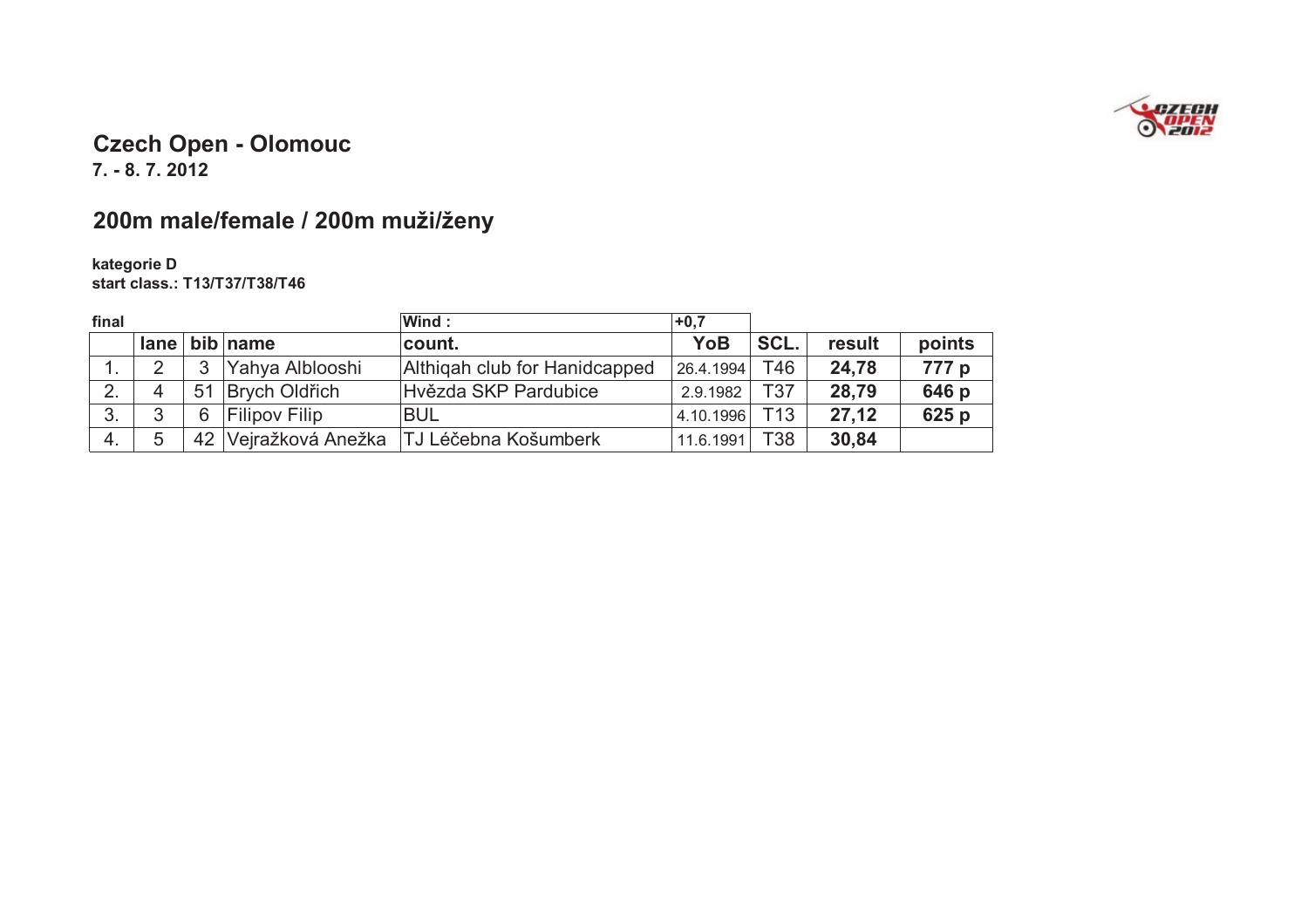## Czech Open - Olomouc

**7. - 8. 7. 2012**

## 200m male/female / 200m muži/ženy

**kategorie D**
**start class.: T13/T37/T38/T46**

| final | | | | Wind : | +0,7 | | | |
|---|---|---|---|---|---|---|---|---|
| | lane | bib | name | count. | YoB | SCL. | result | points |
| 1. | 2 | 3 | Yahya Alblooshi | Althiqah club for Hanidcapped | 26.4.1994 | T46 | **24,78** | **777 p** |
| 2. | 4 | 51 | Brych Oldřich | Hvězda SKP Pardubice | 2.9.1982 | T37 | **28,79** | **646 p** |
| 3. | 3 | 6 | Filipov Filip | BUL | 4.10.1996 | T13 | **27,12** | **625 p** |
| 4. | 5 | 42 | Vejražková Anežka | TJ Léčebna Košumberk | 11.6.1991 | T38 | **30,84** | |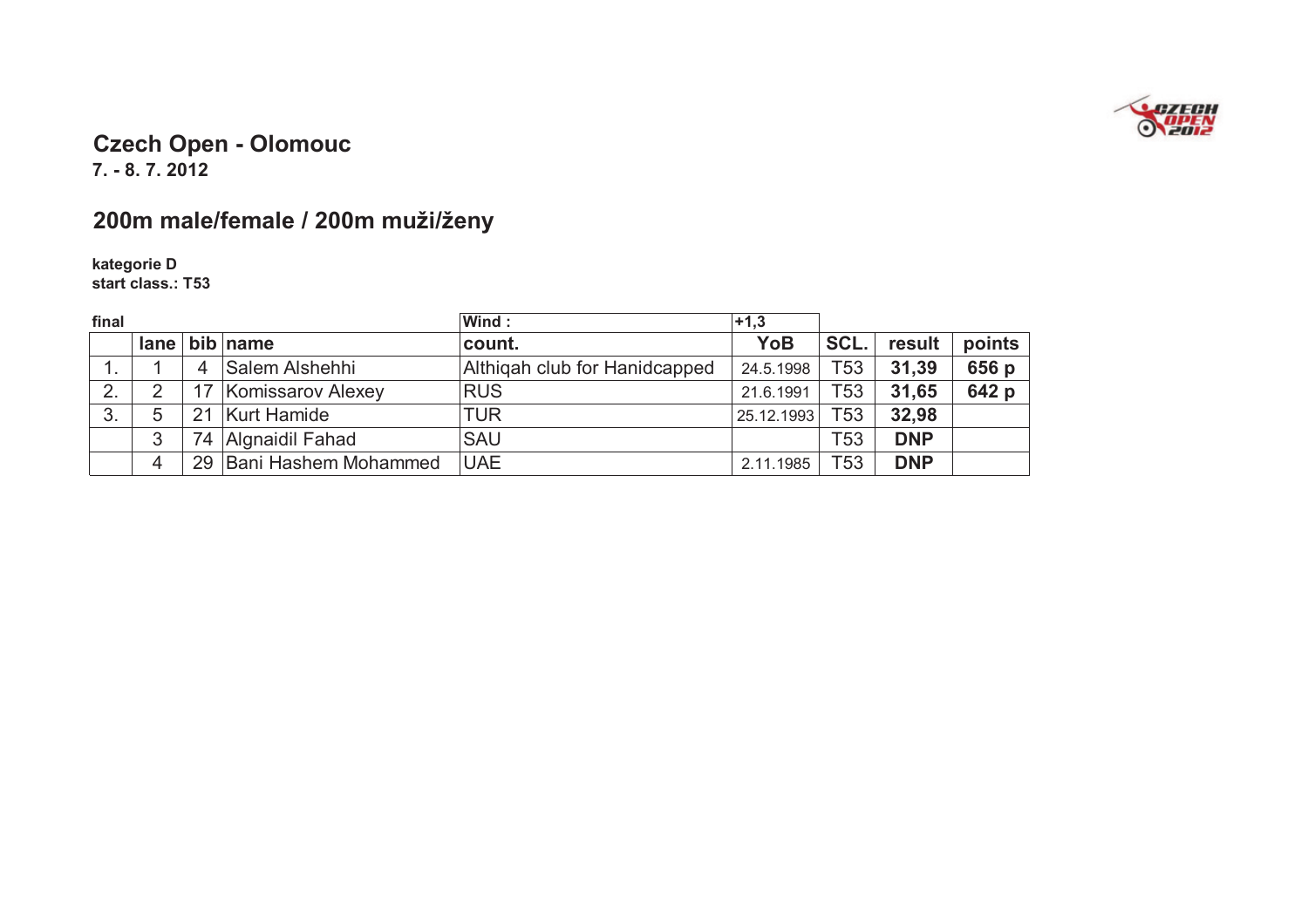# Czech Open - Olomouc

**7. - 8. 7. 2012**

## 200m male/female / 200m muži/ženy

**kategorie D**
**start class.: T53**

**final** — Wind : +1,3

| | lane | bib | name | count. | YoB | SCL. | result | points |
|---|---|---|---|---|---|---|---|---|
| 1. | 1 | 4 | Salem Alshehhi | Althiqah club for Hanidcapped | 24.5.1998 | T53 | **31,39** | **656 p** |
| 2. | 2 | 17 | Komissarov Alexey | RUS | 21.6.1991 | T53 | **31,65** | **642 p** |
| 3. | 5 | 21 | Kurt Hamide | TUR | 25.12.1993 | T53 | **32,98** | |
| | 3 | 74 | Algnaidil Fahad | SAU | | T53 | **DNP** | |
| | 4 | 29 | Bani Hashem Mohammed | UAE | 2.11.1985 | T53 | **DNP** | |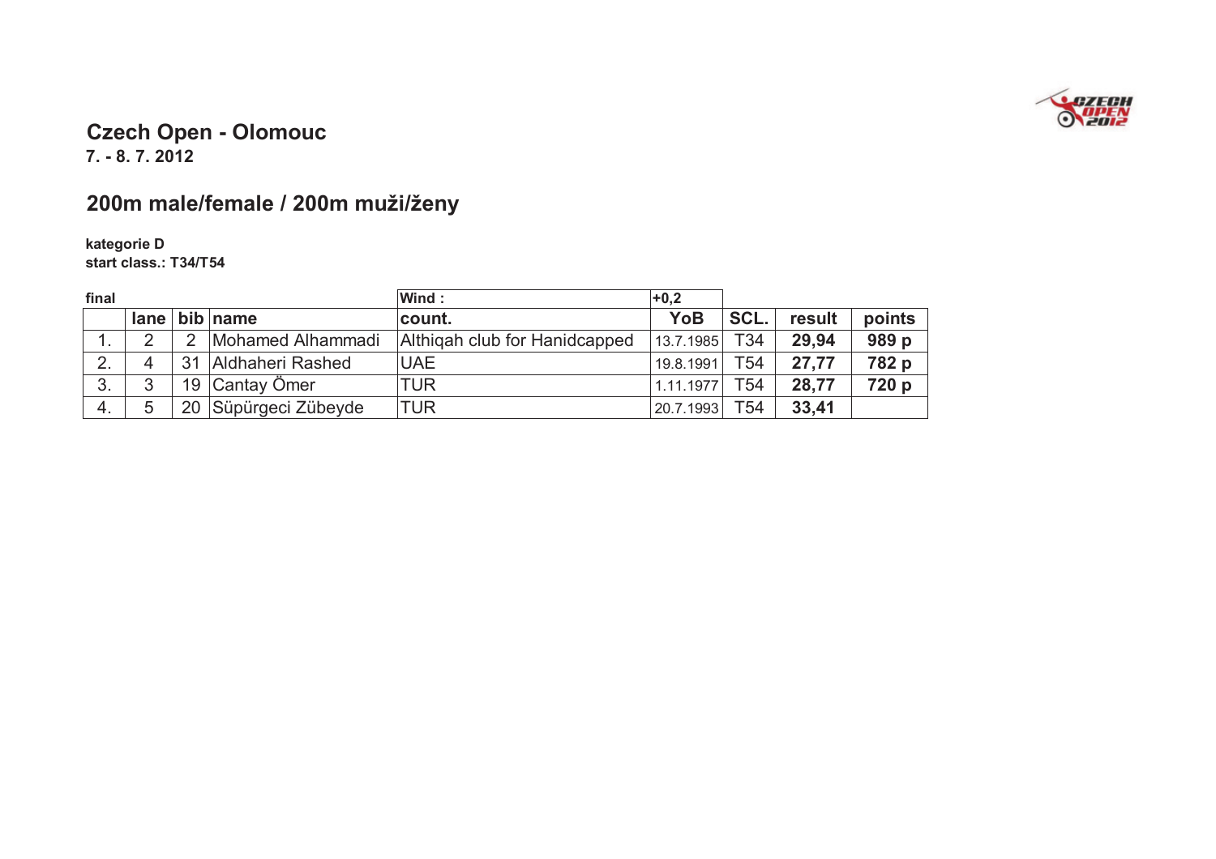## Czech Open - Olomouc

**7. - 8. 7. 2012**

## 200m male/female / 200m muži/ženy

**kategorie D**
**start class.: T34/T54**

| final | | | | Wind : | +0,2 | | | |
|---|---|---|---|---|---|---|---|---|
| | lane | bib | name | count. | YoB | SCL. | result | points |
| 1. | 2 | 2 | Mohamed Alhammadi | Althiqah club for Hanidcapped | 13.7.1985 | T34 | **29,94** | **989 p** |
| 2. | 4 | 31 | Aldhaheri Rashed | UAE | 19.8.1991 | T54 | **27,77** | **782 p** |
| 3. | 3 | 19 | Cantay Ömer | TUR | 1.11.1977 | T54 | **28,77** | **720 p** |
| 4. | 5 | 20 | Süpürgeci Zübeyde | TUR | 20.7.1993 | T54 | **33,41** | |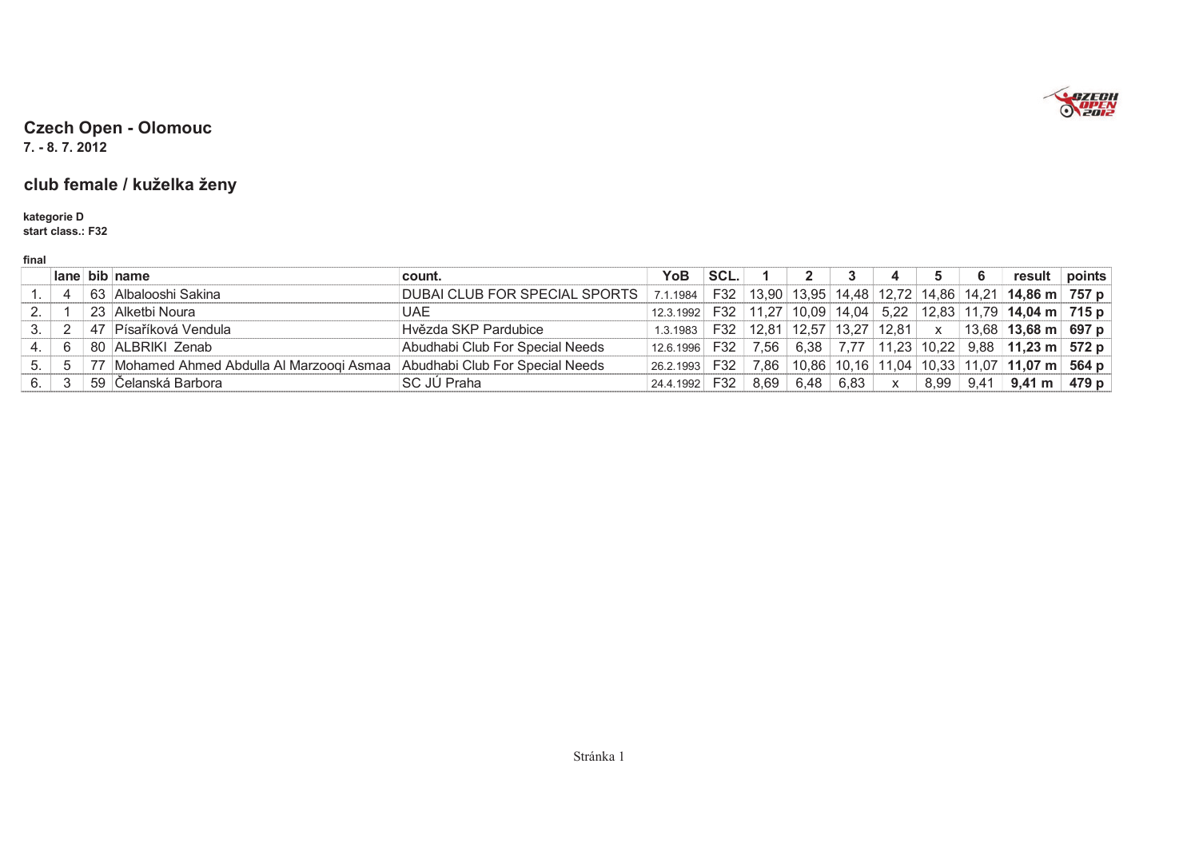## Czech Open - Olomouc

**7. - 8. 7. 2012**

## club female / kuželka ženy

**kategorie D**
**start class.: F32**

**final**

| | lane | bib | name | count. | YoB | SCL. | 1 | 2 | 3 | 4 | 5 | 6 | result | points |
|---|---|---|---|---|---|---|---|---|---|---|---|---|---|---|
| 1. | 4 | 63 | Albalooshi Sakina | DUBAI CLUB FOR SPECIAL SPORTS | 7.1.1984 | F32 | 13,90 | 13,95 | 14,48 | 12,72 | 14,86 | 14,21 | **14,86 m** | **757 p** |
| 2. | 1 | 23 | Alketbi Noura | UAE | 12.3.1992 | F32 | 11,27 | 10,09 | 14,04 | 5,22 | 12,83 | 11,79 | **14,04 m** | **715 p** |
| 3. | 2 | 47 | Písaříková Vendula | Hvězda SKP Pardubice | 1.3.1983 | F32 | 12,81 | 12,57 | 13,27 | 12,81 | x | 13,68 | **13,68 m** | **697 p** |
| 4. | 6 | 80 | ALBRIKI Zenab | Abudhabi Club For Special Needs | 12.6.1996 | F32 | 7,56 | 6,38 | 7,77 | 11,23 | 10,22 | 9,88 | **11,23 m** | **572 p** |
| 5. | 5 | 77 | Mohamed Ahmed Abdulla Al Marzooqi Asmaa | Abudhabi Club For Special Needs | 26.2.1993 | F32 | 7,86 | 10,86 | 10,16 | 11,04 | 10,33 | 11,07 | **11,07 m** | **564 p** |
| 6. | 3 | 59 | Čelanská Barbora | SC JÚ Praha | 24.4.1992 | F32 | 8,69 | 6,48 | 6,83 | x | 8,99 | 9,41 | **9,41 m** | **479 p** |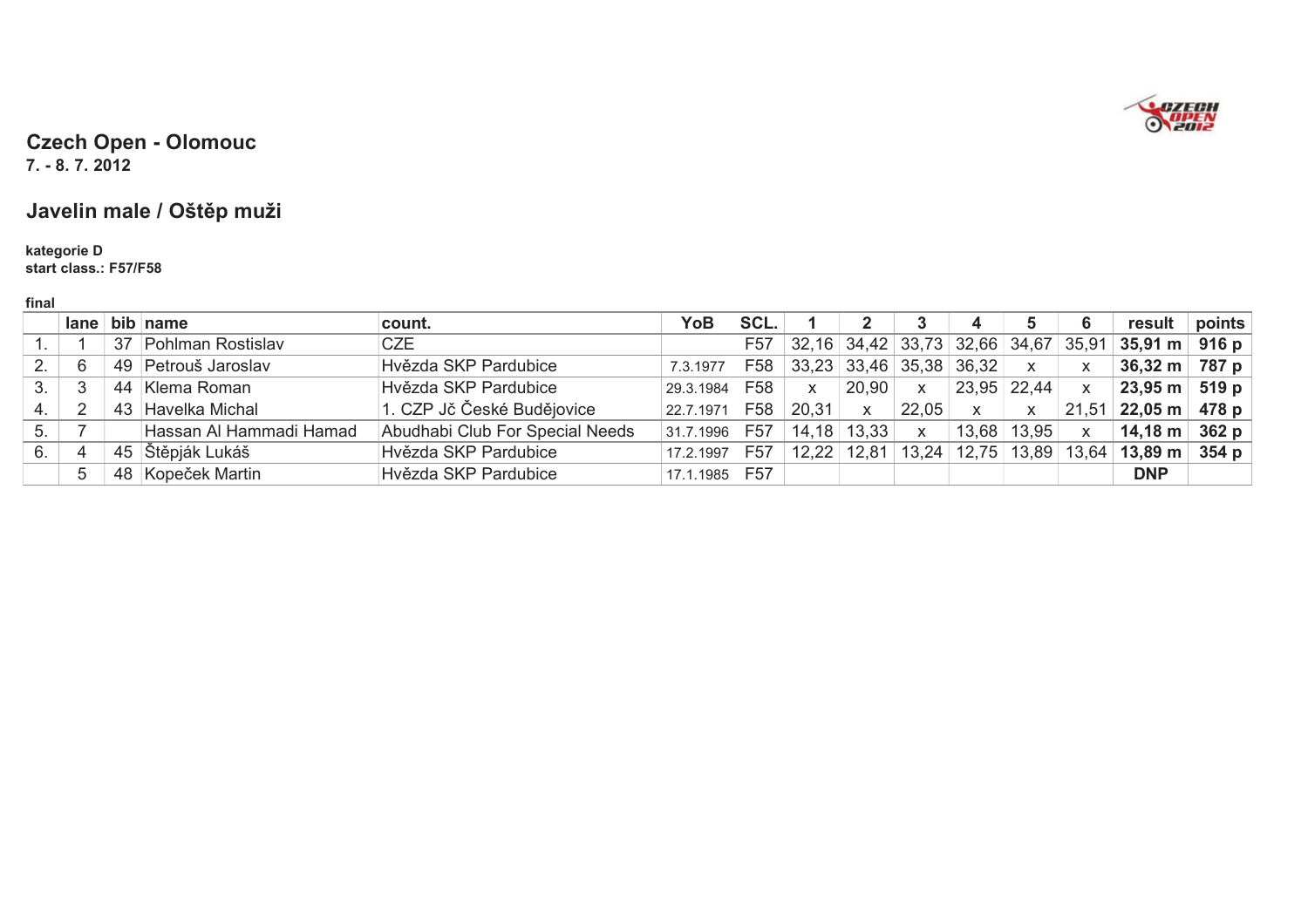## Czech Open - Olomouc

**7. - 8. 7. 2012**

# Javelin male / Oštěp muži

**kategorie D**
**start class.: F57/F58**

**final**

| | lane | bib | name | count. | YoB | SCL. | 1 | 2 | 3 | 4 | 5 | 6 | result | points |
|---|---|---|---|---|---|---|---|---|---|---|---|---|---|---|
| 1. | 1 | 37 | Pohlman Rostislav | CZE | | F57 | 32,16 | 34,42 | 33,73 | 32,66 | 34,67 | 35,91 | **35,91 m** | **916 p** |
| 2. | 6 | 49 | Petrouš Jaroslav | Hvězda SKP Pardubice | 7.3.1977 | F58 | 33,23 | 33,46 | 35,38 | 36,32 | x | x | **36,32 m** | **787 p** |
| 3. | 3 | 44 | Klema Roman | Hvězda SKP Pardubice | 29.3.1984 | F58 | x | 20,90 | x | 23,95 | 22,44 | x | **23,95 m** | **519 p** |
| 4. | 2 | 43 | Havelka Michal | 1. CZP Jč České Budějovice | 22.7.1971 | F58 | 20,31 | x | 22,05 | x | x | 21,51 | **22,05 m** | **478 p** |
| 5. | 7 | | Hassan Al Hammadi Hamad | Abudhabi Club For Special Needs | 31.7.1996 | F57 | 14,18 | 13,33 | x | 13,68 | 13,95 | x | **14,18 m** | **362 p** |
| 6. | 4 | 45 | Štěpják Lukáš | Hvězda SKP Pardubice | 17.2.1997 | F57 | 12,22 | 12,81 | 13,24 | 12,75 | 13,89 | 13,64 | **13,89 m** | **354 p** |
| | 5 | 48 | Kopeček Martin | Hvězda SKP Pardubice | 17.1.1985 | F57 | | | | | | | **DNP** | |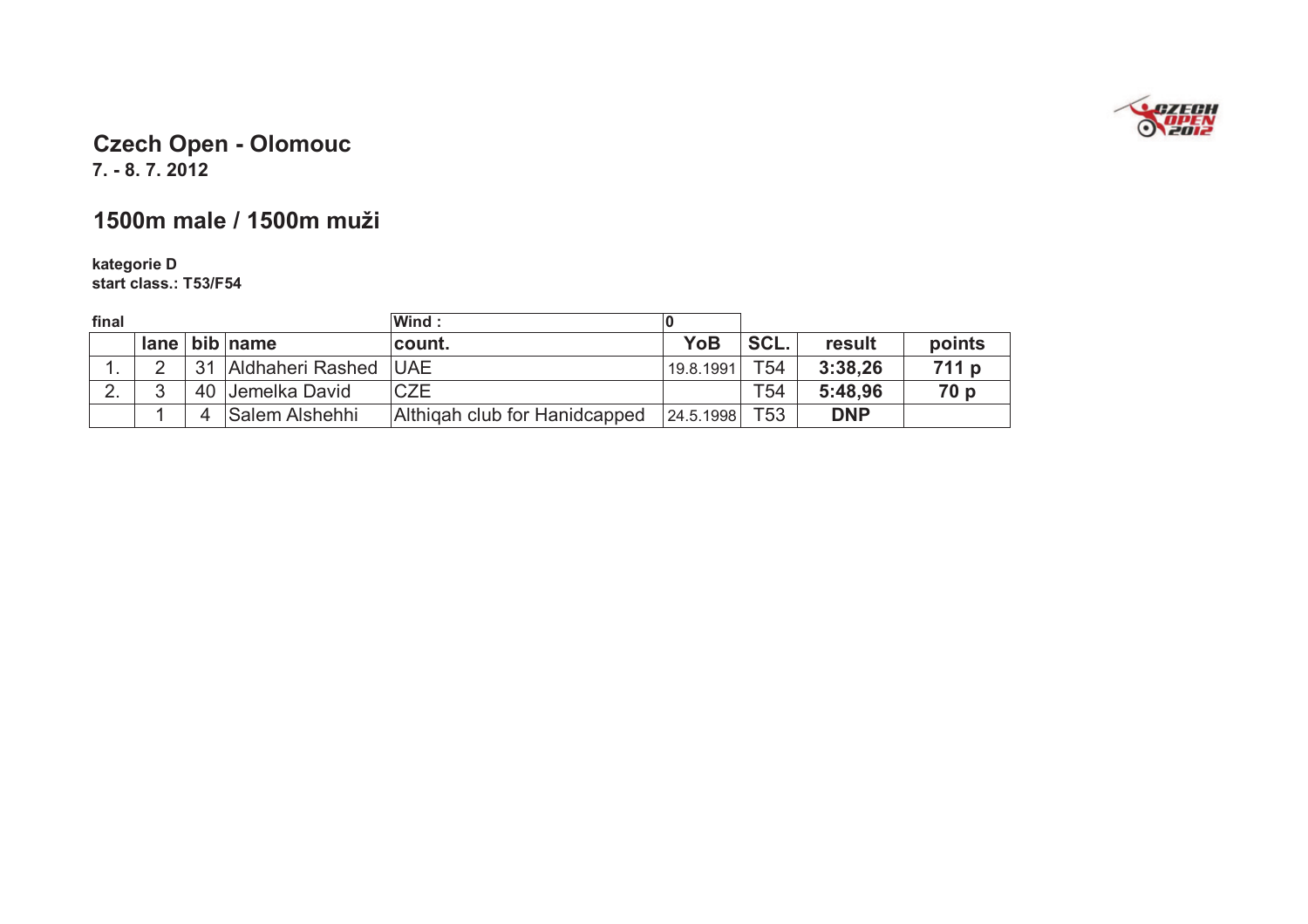# Czech Open - Olomouc

**7. - 8. 7. 2012**

## 1500m male / 1500m muži

**kategorie D**
**start class.: T53/F54**

| final | | | | Wind : | 0 | | | |
|---|---|---|---|---|---|---|---|---|
| | lane | bib | name | count. | YoB | SCL. | result | points |
| 1. | 2 | 31 | Aldhaheri Rashed | UAE | 19.8.1991 | T54 | **3:38,26** | **711 p** |
| 2. | 3 | 40 | Jemelka David | CZE | | T54 | **5:48,96** | **70 p** |
| | 1 | 4 | Salem Alshehhi | Althiqah club for Hanidcapped | 24.5.1998 | T53 | **DNP** | |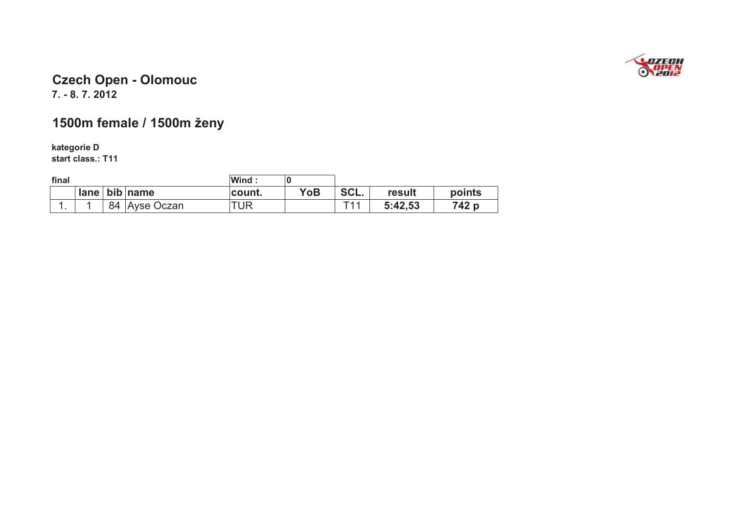# Czech Open - Olomouc

**7. - 8. 7. 2012**

## 1500m female / 1500m ženy

**kategorie D**
**start class.: T11**

**final** | **Wind :** | **0**

| | lane | bib | name | count. | YoB | SCL. | result | points |
|---|---|---|---|---|---|---|---|---|
| 1. | 1 | 84 | Ayse Oczan | TUR | | T11 | **5:42,53** | **742 p** |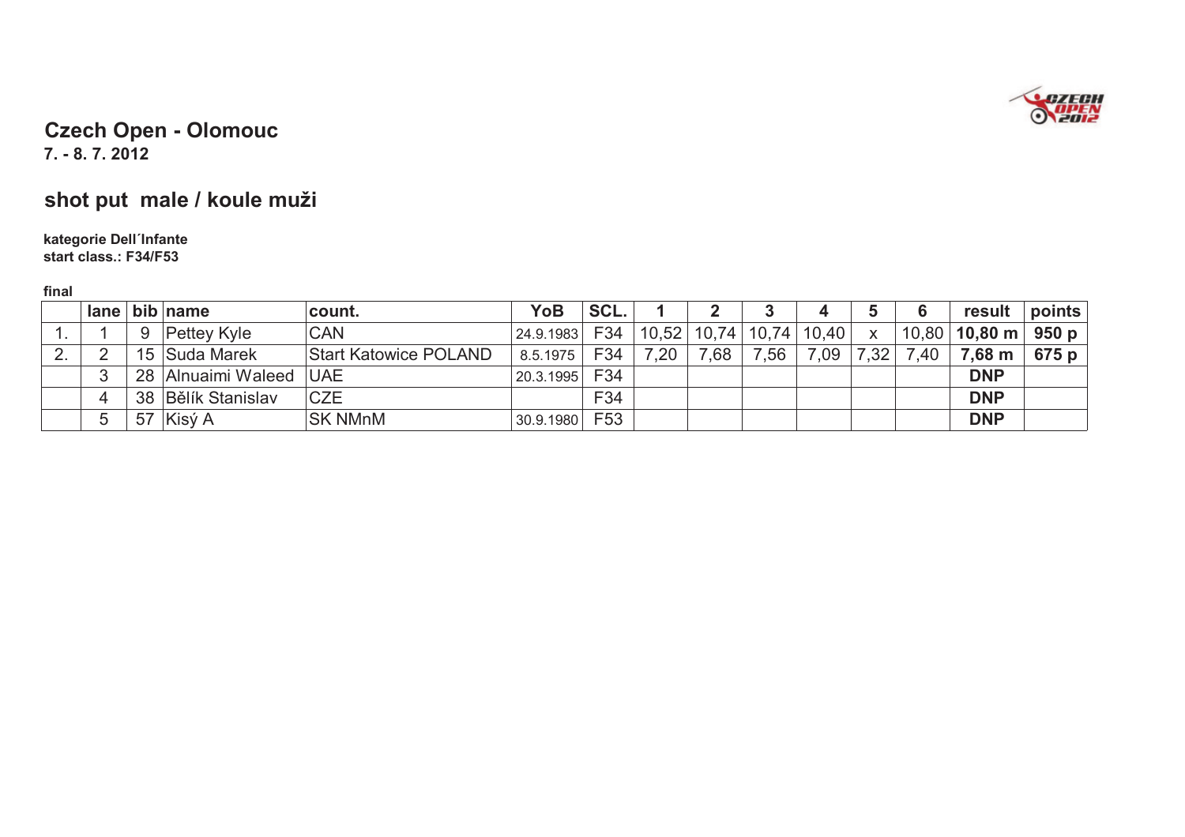## Czech Open - Olomouc

**7. - 8. 7. 2012**

## shot put male / koule muži

**kategorie Dell´Infante**
**start class.: F34/F53**

**final**

| | lane | bib | name | count. | YoB | SCL. | 1 | 2 | 3 | 4 | 5 | 6 | result | points |
|---|---|---|---|---|---|---|---|---|---|---|---|---|---|---|
| 1. | 1 | 9 | Pettey Kyle | CAN | 24.9.1983 | F34 | 10,52 | 10,74 | 10,74 | 10,40 | x | 10,80 | **10,80 m** | **950 p** |
| 2. | 2 | 15 | Suda Marek | Start Katowice POLAND | 8.5.1975 | F34 | 7,20 | 7,68 | 7,56 | 7,09 | 7,32 | 7,40 | **7,68 m** | **675 p** |
| | 3 | 28 | Alnuaimi Waleed | UAE | 20.3.1995 | F34 | | | | | | | **DNP** | |
| | 4 | 38 | Bělík Stanislav | CZE | | F34 | | | | | | | **DNP** | |
| | 5 | 57 | Kisý A | SK NMnM | 30.9.1980 | F53 | | | | | | | **DNP** | |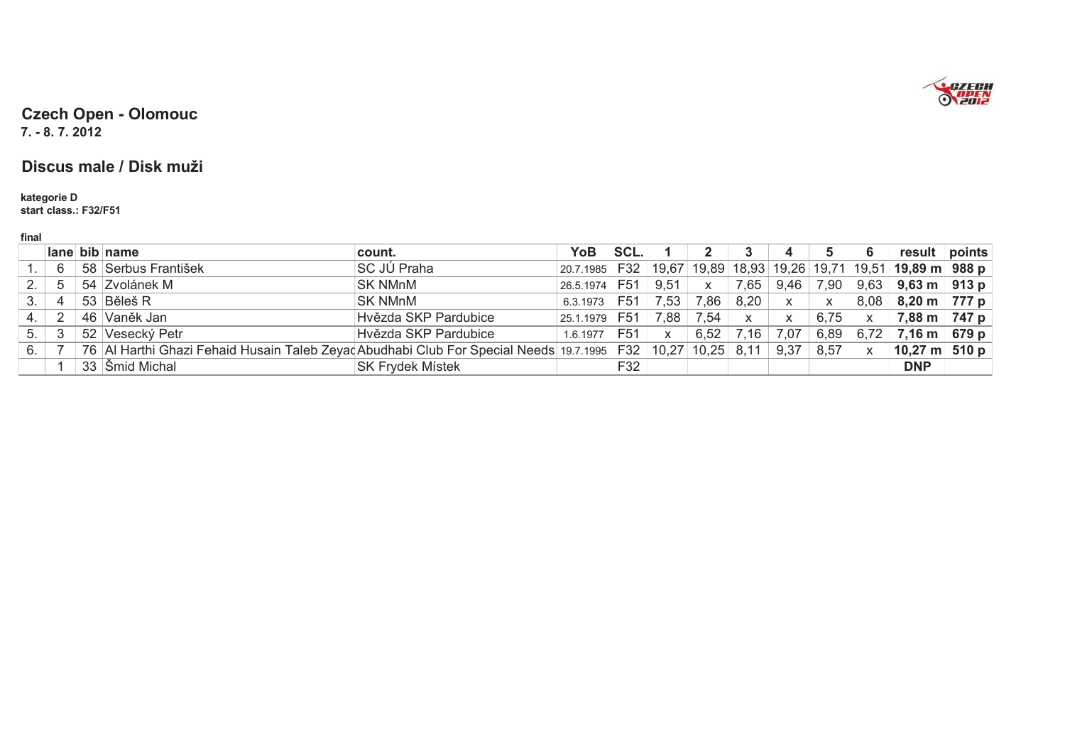## Czech Open - Olomouc

**7. - 8. 7. 2012**

## Discus male / Disk muži

**kategorie D**
**start class.: F32/F51**

**final**

| | lane | bib | name | count. | YoB | SCL. | 1 | 2 | 3 | 4 | 5 | 6 | result | points |
|---|---|---|---|---|---|---|---|---|---|---|---|---|---|---|
| 1. | 6 | 58 | Serbus František | SC JÚ Praha | 20.7.1985 | F32 | 19,67 | 19,89 | 18,93 | 19,26 | 19,71 | 19,51 | **19,89 m** | **988 p** |
| 2. | 5 | 54 | Zvolánek M | SK NMnM | 26.5.1974 | F51 | 9,51 | x | 7,65 | 9,46 | 7,90 | 9,63 | **9,63 m** | **913 p** |
| 3. | 4 | 53 | Běleš R | SK NMnM | 6.3.1973 | F51 | 7,53 | 7,86 | 8,20 | x | x | 8,08 | **8,20 m** | **777 p** |
| 4. | 2 | 46 | Vaněk Jan | Hvězda SKP Pardubice | 25.1.1979 | F51 | 7,88 | 7,54 | x | x | 6,75 | x | **7,88 m** | **747 p** |
| 5. | 3 | 52 | Vesecký Petr | Hvězda SKP Pardubice | 1.6.1977 | F51 | x | 6,52 | 7,16 | 7,07 | 6,89 | 6,72 | **7,16 m** | **679 p** |
| 6. | 7 | 76 | Al Harthi Ghazi Fehaid Husain Taleb Zeyad | Abudhabi Club For Special Needs | 19.7.1995 | F32 | 10,27 | 10,25 | 8,11 | 9,37 | 8,57 | x | **10,27 m** | **510 p** |
| | 1 | 33 | Šmid Michal | SK Frydek Místek | | F32 | | | | | | | **DNP** | |